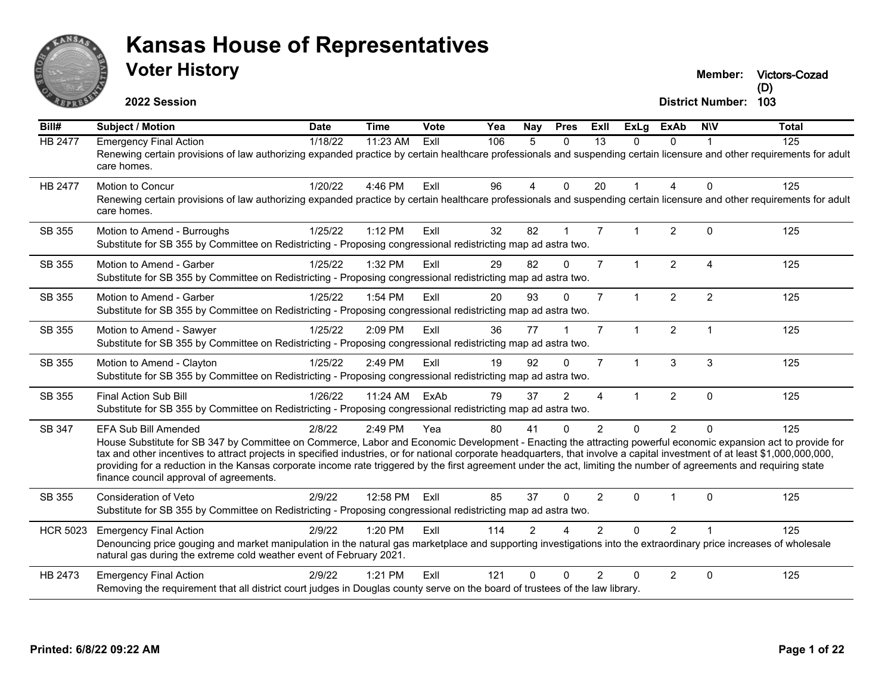# Kansas House of Representatives

## Voter History

**2022 Session**

**Member:** Victors-Cozad (D)

**District Number:** 103

| Bill# | Subject / Motion | Date | Time | Vote | Yea | Nay | Pres | ExII | ExLg | ExAb | N\V | Total |
|---|---|---|---|---|---|---|---|---|---|---|---|---|
| HB 2477 | Emergency Final Action | 1/18/22 | 11:23 AM | ExII | 106 | 5 | 0 | 13 | 0 | 0 | 1 | 125 |
| | Renewing certain provisions of law authorizing expanded practice by certain healthcare professionals and suspending certain licensure and other requirements for adult care homes. | | | | | | | | | | | |
| HB 2477 | Motion to Concur | 1/20/22 | 4:46 PM | ExII | 96 | 4 | 0 | 20 | 1 | 4 | 0 | 125 |
| | Renewing certain provisions of law authorizing expanded practice by certain healthcare professionals and suspending certain licensure and other requirements for adult care homes. | | | | | | | | | | | |
| SB 355 | Motion to Amend - Burroughs | 1/25/22 | 1:12 PM | ExII | 32 | 82 | 1 | 7 | 1 | 2 | 0 | 125 |
| | Substitute for SB 355 by Committee on Redistricting - Proposing congressional redistricting map ad astra two. | | | | | | | | | | | |
| SB 355 | Motion to Amend - Garber | 1/25/22 | 1:32 PM | ExII | 29 | 82 | 0 | 7 | 1 | 2 | 4 | 125 |
| | Substitute for SB 355 by Committee on Redistricting - Proposing congressional redistricting map ad astra two. | | | | | | | | | | | |
| SB 355 | Motion to Amend - Garber | 1/25/22 | 1:54 PM | ExII | 20 | 93 | 0 | 7 | 1 | 2 | 2 | 125 |
| | Substitute for SB 355 by Committee on Redistricting - Proposing congressional redistricting map ad astra two. | | | | | | | | | | | |
| SB 355 | Motion to Amend - Sawyer | 1/25/22 | 2:09 PM | ExII | 36 | 77 | 1 | 7 | 1 | 2 | 1 | 125 |
| | Substitute for SB 355 by Committee on Redistricting - Proposing congressional redistricting map ad astra two. | | | | | | | | | | | |
| SB 355 | Motion to Amend - Clayton | 1/25/22 | 2:49 PM | ExII | 19 | 92 | 0 | 7 | 1 | 3 | 3 | 125 |
| | Substitute for SB 355 by Committee on Redistricting - Proposing congressional redistricting map ad astra two. | | | | | | | | | | | |
| SB 355 | Final Action Sub Bill | 1/26/22 | 11:24 AM | ExAb | 79 | 37 | 2 | 4 | 1 | 2 | 0 | 125 |
| | Substitute for SB 355 by Committee on Redistricting - Proposing congressional redistricting map ad astra two. | | | | | | | | | | | |
| SB 347 | EFA Sub Bill Amended | 2/8/22 | 2:49 PM | Yea | 80 | 41 | 0 | 2 | 0 | 2 | 0 | 125 |
| | House Substitute for SB 347 by Committee on Commerce, Labor and Economic Development - Enacting the attracting powerful economic expansion act to provide for tax and other incentives to attract projects in specified industries, or for national corporate headquarters, that involve a capital investment of at least $1,000,000,000, providing for a reduction in the Kansas corporate income rate triggered by the first agreement under the act, limiting the number of agreements and requiring state finance council approval of agreements. | | | | | | | | | | | |
| SB 355 | Consideration of Veto | 2/9/22 | 12:58 PM | ExII | 85 | 37 | 0 | 2 | 0 | 1 | 0 | 125 |
| | Substitute for SB 355 by Committee on Redistricting - Proposing congressional redistricting map ad astra two. | | | | | | | | | | | |
| HCR 5023 | Emergency Final Action | 2/9/22 | 1:20 PM | ExII | 114 | 2 | 4 | 2 | 0 | 2 | 1 | 125 |
| | Denouncing price gouging and market manipulation in the natural gas marketplace and supporting investigations into the extraordinary price increases of wholesale natural gas during the extreme cold weather event of February 2021. | | | | | | | | | | | |
| HB 2473 | Emergency Final Action | 2/9/22 | 1:21 PM | ExII | 121 | 0 | 0 | 2 | 0 | 2 | 0 | 125 |
| | Removing the requirement that all district court judges in Douglas county serve on the board of trustees of the law library. | | | | | | | | | | | |

**Printed: 6/8/22 09:22 AM**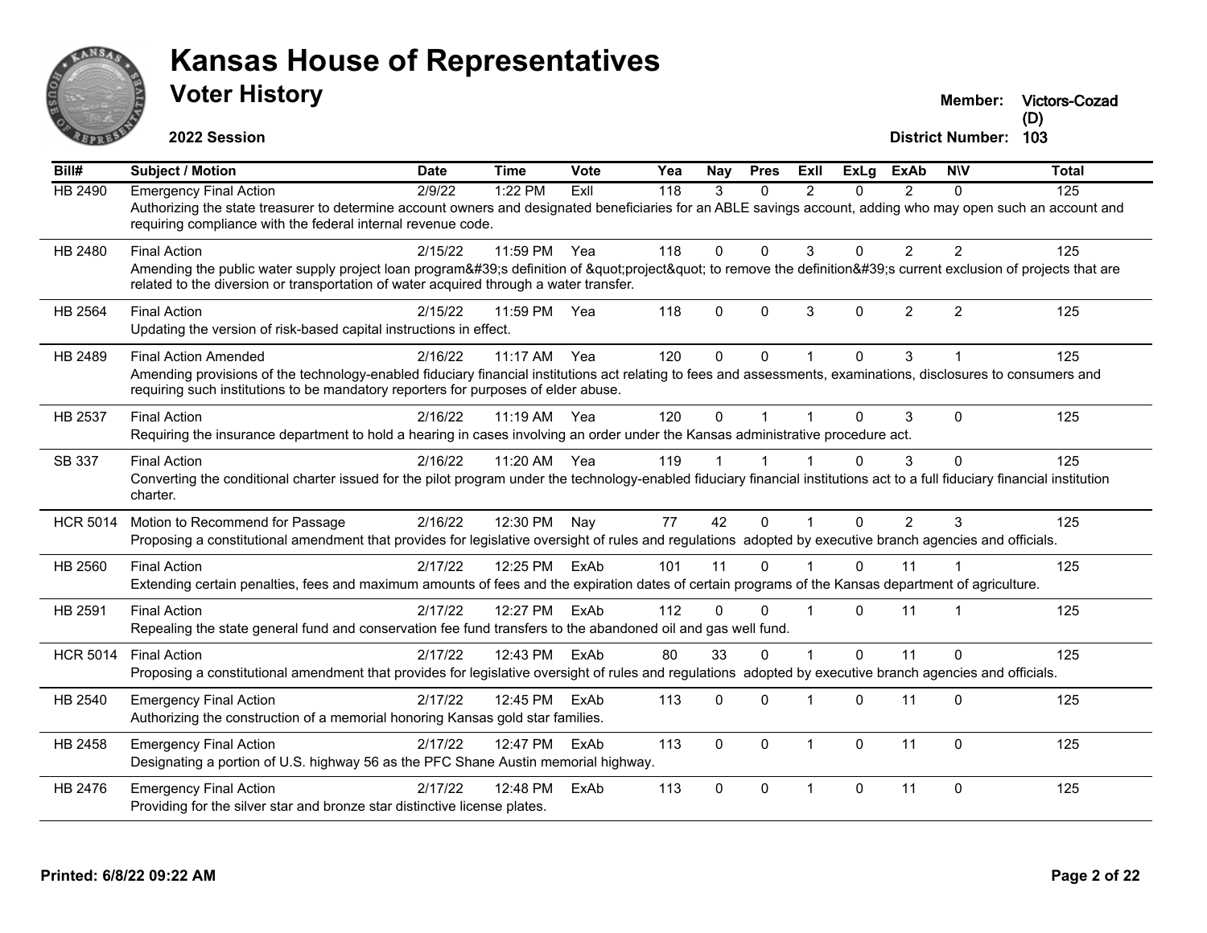# Kansas House of Representatives

## Voter History

**2022 Session**

**Member:** Victors-Cozad (D)

**District Number:** 103

| Bill# | Subject / Motion | Date | Time | Vote | Yea | Nay | Pres | ExII | ExLg | ExAb | N\V | Total |
|---|---|---|---|---|---|---|---|---|---|---|---|---|
| HB 2490 | Emergency Final Action | 2/9/22 | 1:22 PM | ExII | 118 | 3 | 0 | 2 | 0 | 2 | 0 | 125 |
| | Authorizing the state treasurer to determine account owners and designated beneficiaries for an ABLE savings account, adding who may open such an account and requiring compliance with the federal internal revenue code. | | | | | | | | | | | |
| HB 2480 | Final Action | 2/15/22 | 11:59 PM | Yea | 118 | 0 | 0 | 3 | 0 | 2 | 2 | 125 |
| | Amending the public water supply project loan program&#39;s definition of &quot;project&quot; to remove the definition&#39;s current exclusion of projects that are related to the diversion or transportation of water acquired through a water transfer. | | | | | | | | | | | |
| HB 2564 | Final Action | 2/15/22 | 11:59 PM | Yea | 118 | 0 | 0 | 3 | 0 | 2 | 2 | 125 |
| | Updating the version of risk-based capital instructions in effect. | | | | | | | | | | | |
| HB 2489 | Final Action Amended | 2/16/22 | 11:17 AM | Yea | 120 | 0 | 0 | 1 | 0 | 3 | 1 | 125 |
| | Amending provisions of the technology-enabled fiduciary financial institutions act relating to fees and assessments, examinations, disclosures to consumers and requiring such institutions to be mandatory reporters for purposes of elder abuse. | | | | | | | | | | | |
| HB 2537 | Final Action | 2/16/22 | 11:19 AM | Yea | 120 | 0 | 1 | 1 | 0 | 3 | 0 | 125 |
| | Requiring the insurance department to hold a hearing in cases involving an order under the Kansas administrative procedure act. | | | | | | | | | | | |
| SB 337 | Final Action | 2/16/22 | 11:20 AM | Yea | 119 | 1 | 1 | 1 | 0 | 3 | 0 | 125 |
| | Converting the conditional charter issued for the pilot program under the technology-enabled fiduciary financial institutions act to a full fiduciary financial institution charter. | | | | | | | | | | | |
| HCR 5014 | Motion to Recommend for Passage | 2/16/22 | 12:30 PM | Nay | 77 | 42 | 0 | 1 | 0 | 2 | 3 | 125 |
| | Proposing a constitutional amendment that provides for legislative oversight of rules and regulations adopted by executive branch agencies and officials. | | | | | | | | | | | |
| HB 2560 | Final Action | 2/17/22 | 12:25 PM | ExAb | 101 | 11 | 0 | 1 | 0 | 11 | 1 | 125 |
| | Extending certain penalties, fees and maximum amounts of fees and the expiration dates of certain programs of the Kansas department of agriculture. | | | | | | | | | | | |
| HB 2591 | Final Action | 2/17/22 | 12:27 PM | ExAb | 112 | 0 | 0 | 1 | 0 | 11 | 1 | 125 |
| | Repealing the state general fund and conservation fee fund transfers to the abandoned oil and gas well fund. | | | | | | | | | | | |
| HCR 5014 | Final Action | 2/17/22 | 12:43 PM | ExAb | 80 | 33 | 0 | 1 | 0 | 11 | 0 | 125 |
| | Proposing a constitutional amendment that provides for legislative oversight of rules and regulations adopted by executive branch agencies and officials. | | | | | | | | | | | |
| HB 2540 | Emergency Final Action | 2/17/22 | 12:45 PM | ExAb | 113 | 0 | 0 | 1 | 0 | 11 | 0 | 125 |
| | Authorizing the construction of a memorial honoring Kansas gold star families. | | | | | | | | | | | |
| HB 2458 | Emergency Final Action | 2/17/22 | 12:47 PM | ExAb | 113 | 0 | 0 | 1 | 0 | 11 | 0 | 125 |
| | Designating a portion of U.S. highway 56 as the PFC Shane Austin memorial highway. | | | | | | | | | | | |
| HB 2476 | Emergency Final Action | 2/17/22 | 12:48 PM | ExAb | 113 | 0 | 0 | 1 | 0 | 11 | 0 | 125 |
| | Providing for the silver star and bronze star distinctive license plates. | | | | | | | | | | | |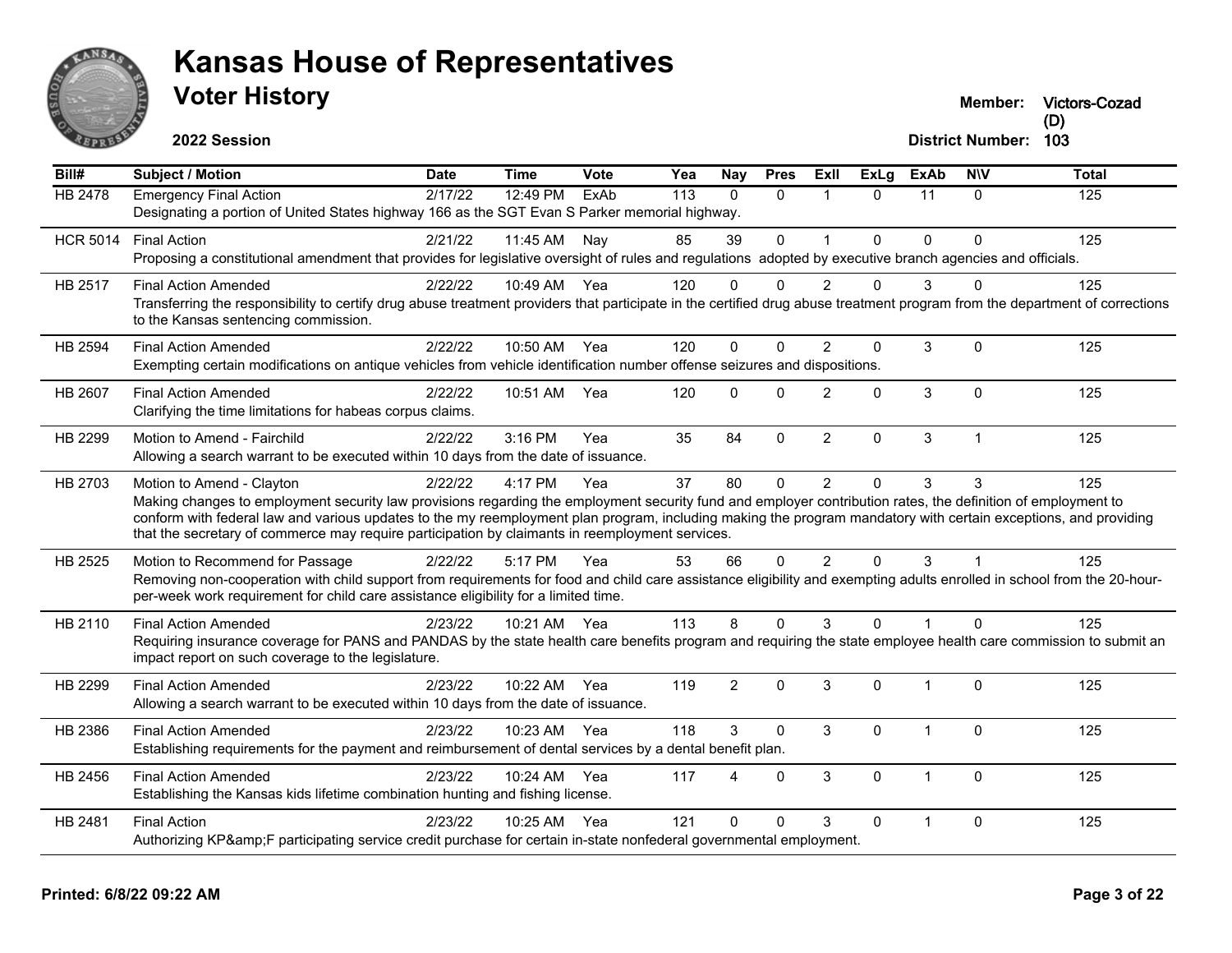# Kansas House of Representatives

## Voter History

**2022 Session**

**Member:** Victors-Cozad (D)
**District Number:** 103

| Bill# | Subject / Motion | Date | Time | Vote | Yea | Nay | Pres | ExII | ExLg | ExAb | N\V | Total |
|---|---|---|---|---|---|---|---|---|---|---|---|---|
| HB 2478 | Emergency Final Action | 2/17/22 | 12:49 PM | ExAb | 113 | 0 | 0 | 1 | 0 | 11 | 0 | 125 |
| | Designating a portion of United States highway 166 as the SGT Evan S Parker memorial highway. | | | | | | | | | | | |
| HCR 5014 | Final Action | 2/21/22 | 11:45 AM | Nay | 85 | 39 | 0 | 1 | 0 | 0 | 0 | 125 |
| | Proposing a constitutional amendment that provides for legislative oversight of rules and regulations adopted by executive branch agencies and officials. | | | | | | | | | | | |
| HB 2517 | Final Action Amended | 2/22/22 | 10:49 AM | Yea | 120 | 0 | 0 | 2 | 0 | 3 | 0 | 125 |
| | Transferring the responsibility to certify drug abuse treatment providers that participate in the certified drug abuse treatment program from the department of corrections to the Kansas sentencing commission. | | | | | | | | | | | |
| HB 2594 | Final Action Amended | 2/22/22 | 10:50 AM | Yea | 120 | 0 | 0 | 2 | 0 | 3 | 0 | 125 |
| | Exempting certain modifications on antique vehicles from vehicle identification number offense seizures and dispositions. | | | | | | | | | | | |
| HB 2607 | Final Action Amended | 2/22/22 | 10:51 AM | Yea | 120 | 0 | 0 | 2 | 0 | 3 | 0 | 125 |
| | Clarifying the time limitations for habeas corpus claims. | | | | | | | | | | | |
| HB 2299 | Motion to Amend - Fairchild | 2/22/22 | 3:16 PM | Yea | 35 | 84 | 0 | 2 | 0 | 3 | 1 | 125 |
| | Allowing a search warrant to be executed within 10 days from the date of issuance. | | | | | | | | | | | |
| HB 2703 | Motion to Amend - Clayton | 2/22/22 | 4:17 PM | Yea | 37 | 80 | 0 | 2 | 0 | 3 | 3 | 125 |
| | Making changes to employment security law provisions regarding the employment security fund and employer contribution rates, the definition of employment to conform with federal law and various updates to the my reemployment plan program, including making the program mandatory with certain exceptions, and providing that the secretary of commerce may require participation by claimants in reemployment services. | | | | | | | | | | | |
| HB 2525 | Motion to Recommend for Passage | 2/22/22 | 5:17 PM | Yea | 53 | 66 | 0 | 2 | 0 | 3 | 1 | 125 |
| | Removing non-cooperation with child support from requirements for food and child care assistance eligibility and exempting adults enrolled in school from the 20-hour-per-week work requirement for child care assistance eligibility for a limited time. | | | | | | | | | | | |
| HB 2110 | Final Action Amended | 2/23/22 | 10:21 AM | Yea | 113 | 8 | 0 | 3 | 0 | 1 | 0 | 125 |
| | Requiring insurance coverage for PANS and PANDAS by the state health care benefits program and requiring the state employee health care commission to submit an impact report on such coverage to the legislature. | | | | | | | | | | | |
| HB 2299 | Final Action Amended | 2/23/22 | 10:22 AM | Yea | 119 | 2 | 0 | 3 | 0 | 1 | 0 | 125 |
| | Allowing a search warrant to be executed within 10 days from the date of issuance. | | | | | | | | | | | |
| HB 2386 | Final Action Amended | 2/23/22 | 10:23 AM | Yea | 118 | 3 | 0 | 3 | 0 | 1 | 0 | 125 |
| | Establishing requirements for the payment and reimbursement of dental services by a dental benefit plan. | | | | | | | | | | | |
| HB 2456 | Final Action Amended | 2/23/22 | 10:24 AM | Yea | 117 | 4 | 0 | 3 | 0 | 1 | 0 | 125 |
| | Establishing the Kansas kids lifetime combination hunting and fishing license. | | | | | | | | | | | |
| HB 2481 | Final Action | 2/23/22 | 10:25 AM | Yea | 121 | 0 | 0 | 3 | 0 | 1 | 0 | 125 |
| | Authorizing KP&amp;F participating service credit purchase for certain in-state nonfederal governmental employment. | | | | | | | | | | | |

**Printed: 6/8/22 09:22 AM**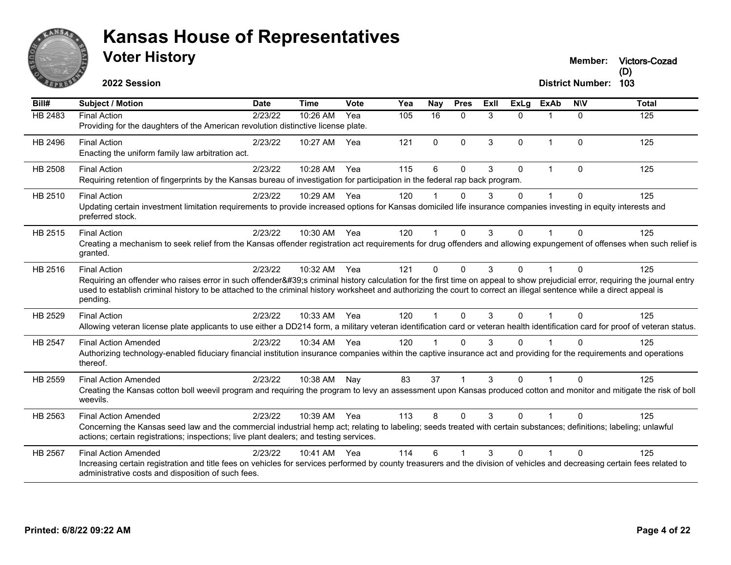# Kansas House of Representatives

## Voter History

**2022 Session**

**Member:** Victors-Cozad (D)

**District Number:** 103

| Bill# | Subject / Motion | Date | Time | Vote | Yea | Nay | Pres | ExII | ExLg | ExAb | N\V | Total |
|---|---|---|---|---|---|---|---|---|---|---|---|---|
| HB 2483 | Final Action<br>Providing for the daughters of the American revolution distinctive license plate. | 2/23/22 | 10:26 AM | Yea | 105 | 16 | 0 | 3 | 0 | 1 | 0 | 125 |
| HB 2496 | Final Action<br>Enacting the uniform family law arbitration act. | 2/23/22 | 10:27 AM | Yea | 121 | 0 | 0 | 3 | 0 | 1 | 0 | 125 |
| HB 2508 | Final Action<br>Requiring retention of fingerprints by the Kansas bureau of investigation for participation in the federal rap back program. | 2/23/22 | 10:28 AM | Yea | 115 | 6 | 0 | 3 | 0 | 1 | 0 | 125 |
| HB 2510 | Final Action<br>Updating certain investment limitation requirements to provide increased options for Kansas domiciled life insurance companies investing in equity interests and preferred stock. | 2/23/22 | 10:29 AM | Yea | 120 | 1 | 0 | 3 | 0 | 1 | 0 | 125 |
| HB 2515 | Final Action<br>Creating a mechanism to seek relief from the Kansas offender registration act requirements for drug offenders and allowing expungement of offenses when such relief is granted. | 2/23/22 | 10:30 AM | Yea | 120 | 1 | 0 | 3 | 0 | 1 | 0 | 125 |
| HB 2516 | Final Action<br>Requiring an offender who raises error in such offender&#39;s criminal history calculation for the first time on appeal to show prejudicial error, requiring the journal entry used to establish criminal history to be attached to the criminal history worksheet and authorizing the court to correct an illegal sentence while a direct appeal is pending. | 2/23/22 | 10:32 AM | Yea | 121 | 0 | 0 | 3 | 0 | 1 | 0 | 125 |
| HB 2529 | Final Action<br>Allowing veteran license plate applicants to use either a DD214 form, a military veteran identification card or veteran health identification card for proof of veteran status. | 2/23/22 | 10:33 AM | Yea | 120 | 1 | 0 | 3 | 0 | 1 | 0 | 125 |
| HB 2547 | Final Action Amended<br>Authorizing technology-enabled fiduciary financial institution insurance companies within the captive insurance act and providing for the requirements and operations thereof. | 2/23/22 | 10:34 AM | Yea | 120 | 1 | 0 | 3 | 0 | 1 | 0 | 125 |
| HB 2559 | Final Action Amended<br>Creating the Kansas cotton boll weevil program and requiring the program to levy an assessment upon Kansas produced cotton and monitor and mitigate the risk of boll weevils. | 2/23/22 | 10:38 AM | Nay | 83 | 37 | 1 | 3 | 0 | 1 | 0 | 125 |
| HB 2563 | Final Action Amended<br>Concerning the Kansas seed law and the commercial industrial hemp act; relating to labeling; seeds treated with certain substances; definitions; labeling; unlawful actions; certain registrations; inspections; live plant dealers; and testing services. | 2/23/22 | 10:39 AM | Yea | 113 | 8 | 0 | 3 | 0 | 1 | 0 | 125 |
| HB 2567 | Final Action Amended<br>Increasing certain registration and title fees on vehicles for services performed by county treasurers and the division of vehicles and decreasing certain fees related to administrative costs and disposition of such fees. | 2/23/22 | 10:41 AM | Yea | 114 | 6 | 1 | 3 | 0 | 1 | 0 | 125 |

**Printed: 6/8/22 09:22 AM**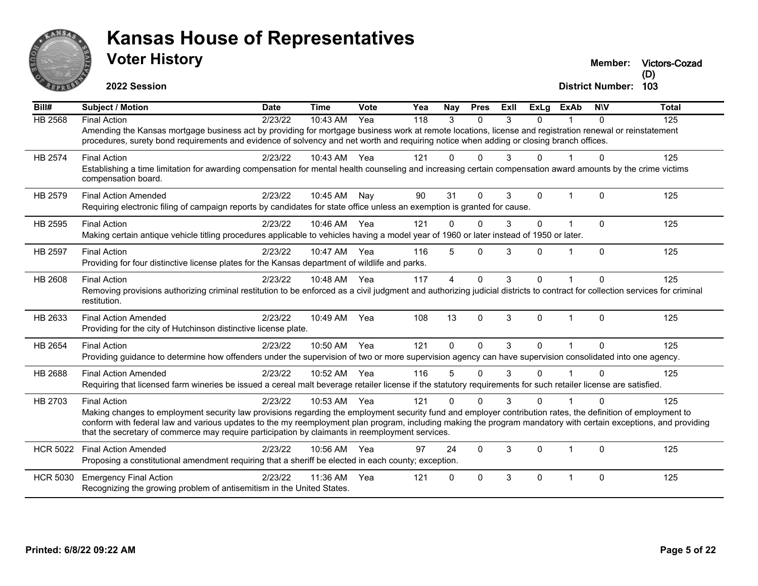# Kansas House of Representatives

## Voter History

**2022 Session**

**Member:** Victors-Cozad (D)

**District Number:** 103

| Bill# | Subject / Motion | Date | Time | Vote | Yea | Nay | Pres | ExII | ExLg | ExAb | N\V | Total |
|---|---|---|---|---|---|---|---|---|---|---|---|---|
| HB 2568 | Final Action | 2/23/22 | 10:43 AM | Yea | 118 | 3 | 0 | 3 | 0 | 1 | 0 | 125 |
| | Amending the Kansas mortgage business act by providing for mortgage business work at remote locations, license and registration renewal or reinstatement procedures, surety bond requirements and evidence of solvency and net worth and requiring notice when adding or closing branch offices. | | | | | | | | | | | |
| HB 2574 | Final Action | 2/23/22 | 10:43 AM | Yea | 121 | 0 | 0 | 3 | 0 | 1 | 0 | 125 |
| | Establishing a time limitation for awarding compensation for mental health counseling and increasing certain compensation award amounts by the crime victims compensation board. | | | | | | | | | | | |
| HB 2579 | Final Action Amended | 2/23/22 | 10:45 AM | Nay | 90 | 31 | 0 | 3 | 0 | 1 | 0 | 125 |
| | Requiring electronic filing of campaign reports by candidates for state office unless an exemption is granted for cause. | | | | | | | | | | | |
| HB 2595 | Final Action | 2/23/22 | 10:46 AM | Yea | 121 | 0 | 0 | 3 | 0 | 1 | 0 | 125 |
| | Making certain antique vehicle titling procedures applicable to vehicles having a model year of 1960 or later instead of 1950 or later. | | | | | | | | | | | |
| HB 2597 | Final Action | 2/23/22 | 10:47 AM | Yea | 116 | 5 | 0 | 3 | 0 | 1 | 0 | 125 |
| | Providing for four distinctive license plates for the Kansas department of wildlife and parks. | | | | | | | | | | | |
| HB 2608 | Final Action | 2/23/22 | 10:48 AM | Yea | 117 | 4 | 0 | 3 | 0 | 1 | 0 | 125 |
| | Removing provisions authorizing criminal restitution to be enforced as a civil judgment and authorizing judicial districts to contract for collection services for criminal restitution. | | | | | | | | | | | |
| HB 2633 | Final Action Amended | 2/23/22 | 10:49 AM | Yea | 108 | 13 | 0 | 3 | 0 | 1 | 0 | 125 |
| | Providing for the city of Hutchinson distinctive license plate. | | | | | | | | | | | |
| HB 2654 | Final Action | 2/23/22 | 10:50 AM | Yea | 121 | 0 | 0 | 3 | 0 | 1 | 0 | 125 |
| | Providing guidance to determine how offenders under the supervision of two or more supervision agency can have supervision consolidated into one agency. | | | | | | | | | | | |
| HB 2688 | Final Action Amended | 2/23/22 | 10:52 AM | Yea | 116 | 5 | 0 | 3 | 0 | 1 | 0 | 125 |
| | Requiring that licensed farm wineries be issued a cereal malt beverage retailer license if the statutory requirements for such retailer license are satisfied. | | | | | | | | | | | |
| HB 2703 | Final Action | 2/23/22 | 10:53 AM | Yea | 121 | 0 | 0 | 3 | 0 | 1 | 0 | 125 |
| | Making changes to employment security law provisions regarding the employment security fund and employer contribution rates, the definition of employment to conform with federal law and various updates to the my reemployment plan program, including making the program mandatory with certain exceptions, and providing that the secretary of commerce may require participation by claimants in reemployment services. | | | | | | | | | | | |
| HCR 5022 | Final Action Amended | 2/23/22 | 10:56 AM | Yea | 97 | 24 | 0 | 3 | 0 | 1 | 0 | 125 |
| | Proposing a constitutional amendment requiring that a sheriff be elected in each county; exception. | | | | | | | | | | | |
| HCR 5030 | Emergency Final Action | 2/23/22 | 11:36 AM | Yea | 121 | 0 | 0 | 3 | 0 | 1 | 0 | 125 |
| | Recognizing the growing problem of antisemitism in the United States. | | | | | | | | | | | |

**Printed: 6/8/22 09:22 AM**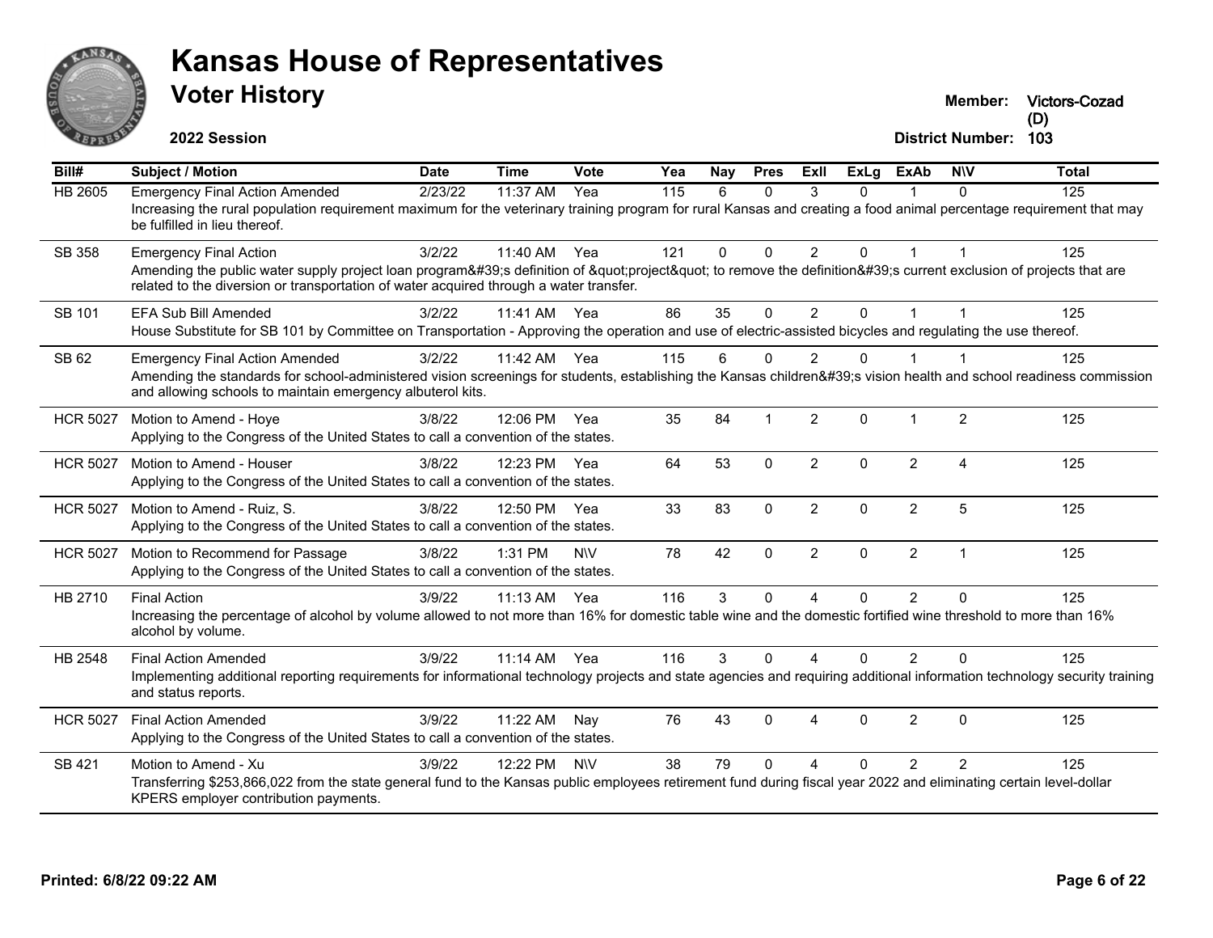# Kansas House of Representatives

## Voter History

**2022 Session**

**Member:** Victors-Cozad (D)

**District Number:** 103

| Bill# | Subject / Motion | Date | Time | Vote | Yea | Nay | Pres | ExII | ExLg | ExAb | N\V | Total |
|---|---|---|---|---|---|---|---|---|---|---|---|---|
| HB 2605 | Emergency Final Action Amended | 2/23/22 | 11:37 AM | Yea | 115 | 6 | 0 | 3 | 0 | 1 | 0 | 125 |
| | Increasing the rural population requirement maximum for the veterinary training program for rural Kansas and creating a food animal percentage requirement that may be fulfilled in lieu thereof. | | | | | | | | | | | |
| SB 358 | Emergency Final Action | 3/2/22 | 11:40 AM | Yea | 121 | 0 | 0 | 2 | 0 | 1 | 1 | 125 |
| | Amending the public water supply project loan program&#39;s definition of &quot;project&quot; to remove the definition&#39;s current exclusion of projects that are related to the diversion or transportation of water acquired through a water transfer. | | | | | | | | | | | |
| SB 101 | EFA Sub Bill Amended | 3/2/22 | 11:41 AM | Yea | 86 | 35 | 0 | 2 | 0 | 1 | 1 | 125 |
| | House Substitute for SB 101 by Committee on Transportation - Approving the operation and use of electric-assisted bicycles and regulating the use thereof. | | | | | | | | | | | |
| SB 62 | Emergency Final Action Amended | 3/2/22 | 11:42 AM | Yea | 115 | 6 | 0 | 2 | 0 | 1 | 1 | 125 |
| | Amending the standards for school-administered vision screenings for students, establishing the Kansas children&#39;s vision health and school readiness commission and allowing schools to maintain emergency albuterol kits. | | | | | | | | | | | |
| HCR 5027 | Motion to Amend - Hoye | 3/8/22 | 12:06 PM | Yea | 35 | 84 | 1 | 2 | 0 | 1 | 2 | 125 |
| | Applying to the Congress of the United States to call a convention of the states. | | | | | | | | | | | |
| HCR 5027 | Motion to Amend - Houser | 3/8/22 | 12:23 PM | Yea | 64 | 53 | 0 | 2 | 0 | 2 | 4 | 125 |
| | Applying to the Congress of the United States to call a convention of the states. | | | | | | | | | | | |
| HCR 5027 | Motion to Amend - Ruiz, S. | 3/8/22 | 12:50 PM | Yea | 33 | 83 | 0 | 2 | 0 | 2 | 5 | 125 |
| | Applying to the Congress of the United States to call a convention of the states. | | | | | | | | | | | |
| HCR 5027 | Motion to Recommend for Passage | 3/8/22 | 1:31 PM | N\V | 78 | 42 | 0 | 2 | 0 | 2 | 1 | 125 |
| | Applying to the Congress of the United States to call a convention of the states. | | | | | | | | | | | |
| HB 2710 | Final Action | 3/9/22 | 11:13 AM | Yea | 116 | 3 | 0 | 4 | 0 | 2 | 0 | 125 |
| | Increasing the percentage of alcohol by volume allowed to not more than 16% for domestic table wine and the domestic fortified wine threshold to more than 16% alcohol by volume. | | | | | | | | | | | |
| HB 2548 | Final Action Amended | 3/9/22 | 11:14 AM | Yea | 116 | 3 | 0 | 4 | 0 | 2 | 0 | 125 |
| | Implementing additional reporting requirements for informational technology projects and state agencies and requiring additional information technology security training and status reports. | | | | | | | | | | | |
| HCR 5027 | Final Action Amended | 3/9/22 | 11:22 AM | Nay | 76 | 43 | 0 | 4 | 0 | 2 | 0 | 125 |
| | Applying to the Congress of the United States to call a convention of the states. | | | | | | | | | | | |
| SB 421 | Motion to Amend - Xu | 3/9/22 | 12:22 PM | N\V | 38 | 79 | 0 | 4 | 0 | 2 | 2 | 125 |
| | Transferring $253,866,022 from the state general fund to the Kansas public employees retirement fund during fiscal year 2022 and eliminating certain level-dollar KPERS employer contribution payments. | | | | | | | | | | | |

**Printed: 6/8/22 09:22 AM**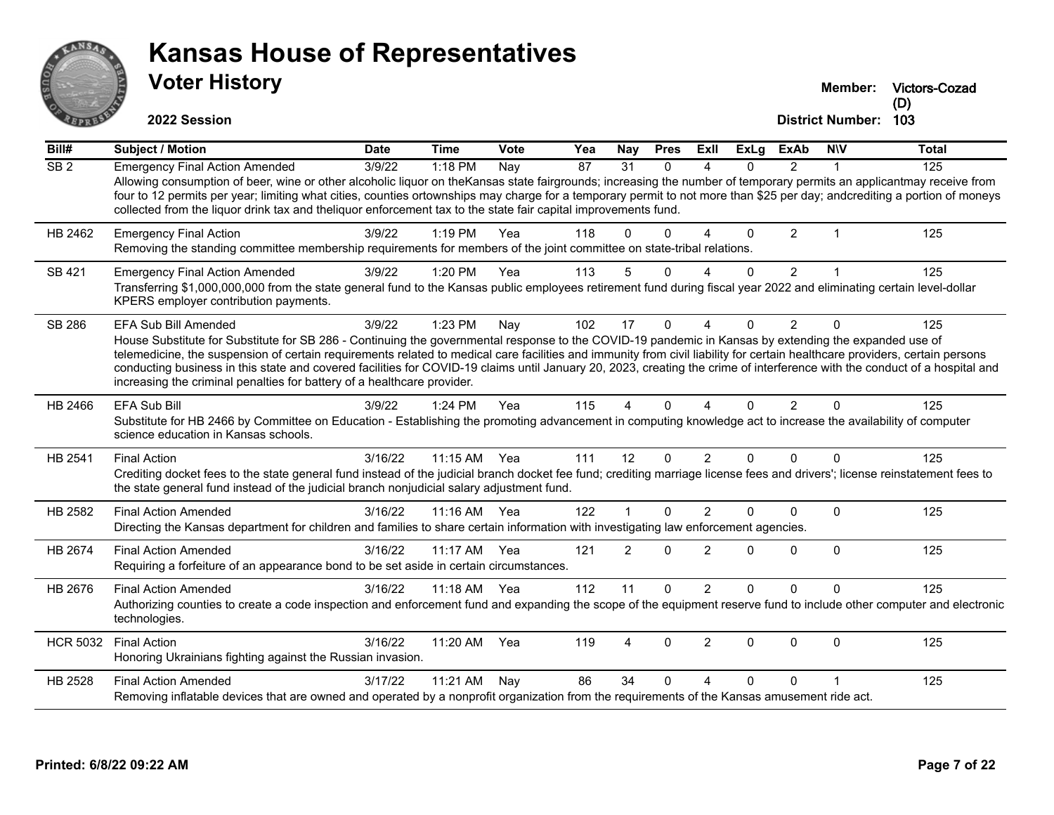# Kansas House of Representatives

## Voter History

**2022 Session**

**Member:** Victors-Cozad (D)

**District Number:** 103

| Bill# | Subject / Motion | Date | Time | Vote | Yea | Nay | Pres | ExII | ExLg | ExAb | N\V | Total |
|---|---|---|---|---|---|---|---|---|---|---|---|---|
| SB 2 | Emergency Final Action Amended | 3/9/22 | 1:18 PM | Nay | 87 | 31 | 0 | 4 | 0 | 2 | 1 | 125 |
| | Allowing consumption of beer, wine or other alcoholic liquor on theKansas state fairgrounds; increasing the number of temporary permits an applicantmay receive from four to 12 permits per year; limiting what cities, counties ortownships may charge for a temporary permit to not more than $25 per day; andcrediting a portion of moneys collected from the liquor drink tax and theliquor enforcement tax to the state fair capital improvements fund. | | | | | | | | | | | |
| HB 2462 | Emergency Final Action | 3/9/22 | 1:19 PM | Yea | 118 | 0 | 0 | 4 | 0 | 2 | 1 | 125 |
| | Removing the standing committee membership requirements for members of the joint committee on state-tribal relations. | | | | | | | | | | | |
| SB 421 | Emergency Final Action Amended | 3/9/22 | 1:20 PM | Yea | 113 | 5 | 0 | 4 | 0 | 2 | 1 | 125 |
| | Transferring $1,000,000,000 from the state general fund to the Kansas public employees retirement fund during fiscal year 2022 and eliminating certain level-dollar KPERS employer contribution payments. | | | | | | | | | | | |
| SB 286 | EFA Sub Bill Amended | 3/9/22 | 1:23 PM | Nay | 102 | 17 | 0 | 4 | 0 | 2 | 0 | 125 |
| | House Substitute for Substitute for SB 286 - Continuing the governmental response to the COVID-19 pandemic in Kansas by extending the expanded use of telemedicine, the suspension of certain requirements related to medical care facilities and immunity from civil liability for certain healthcare providers, certain persons conducting business in this state and covered facilities for COVID-19 claims until January 20, 2023, creating the crime of interference with the conduct of a hospital and increasing the criminal penalties for battery of a healthcare provider. | | | | | | | | | | | |
| HB 2466 | EFA Sub Bill | 3/9/22 | 1:24 PM | Yea | 115 | 4 | 0 | 4 | 0 | 2 | 0 | 125 |
| | Substitute for HB 2466 by Committee on Education - Establishing the promoting advancement in computing knowledge act to increase the availability of computer science education in Kansas schools. | | | | | | | | | | | |
| HB 2541 | Final Action | 3/16/22 | 11:15 AM | Yea | 111 | 12 | 0 | 2 | 0 | 0 | 0 | 125 |
| | Crediting docket fees to the state general fund instead of the judicial branch docket fee fund; crediting marriage license fees and drivers'; license reinstatement fees to the state general fund instead of the judicial branch nonjudicial salary adjustment fund. | | | | | | | | | | | |
| HB 2582 | Final Action Amended | 3/16/22 | 11:16 AM | Yea | 122 | 1 | 0 | 2 | 0 | 0 | 0 | 125 |
| | Directing the Kansas department for children and families to share certain information with investigating law enforcement agencies. | | | | | | | | | | | |
| HB 2674 | Final Action Amended | 3/16/22 | 11:17 AM | Yea | 121 | 2 | 0 | 2 | 0 | 0 | 0 | 125 |
| | Requiring a forfeiture of an appearance bond to be set aside in certain circumstances. | | | | | | | | | | | |
| HB 2676 | Final Action Amended | 3/16/22 | 11:18 AM | Yea | 112 | 11 | 0 | 2 | 0 | 0 | 0 | 125 |
| | Authorizing counties to create a code inspection and enforcement fund and expanding the scope of the equipment reserve fund to include other computer and electronic technologies. | | | | | | | | | | | |
| HCR 5032 | Final Action | 3/16/22 | 11:20 AM | Yea | 119 | 4 | 0 | 2 | 0 | 0 | 0 | 125 |
| | Honoring Ukrainians fighting against the Russian invasion. | | | | | | | | | | | |
| HB 2528 | Final Action Amended | 3/17/22 | 11:21 AM | Nay | 86 | 34 | 0 | 4 | 0 | 0 | 1 | 125 |
| | Removing inflatable devices that are owned and operated by a nonprofit organization from the requirements of the Kansas amusement ride act. | | | | | | | | | | | |

**Printed: 6/8/22 09:22 AM**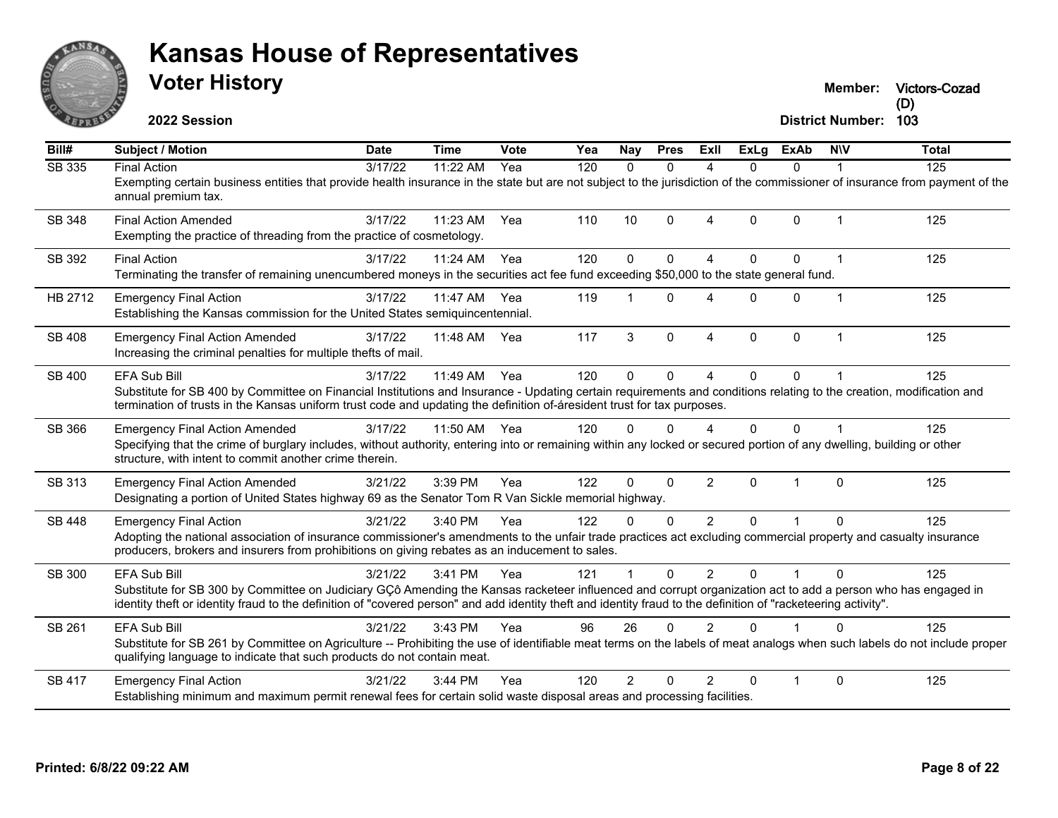# Kansas House of Representatives

## Voter History

**2022 Session**

**Member:** Victors-Cozad (D)

**District Number:** 103

| Bill# | Subject / Motion | Date | Time | Vote | Yea | Nay | Pres | ExII | ExLg | ExAb | N\V | Total |
|---|---|---|---|---|---|---|---|---|---|---|---|---|
| SB 335 | Final Action | 3/17/22 | 11:22 AM | Yea | 120 | 0 | 0 | 4 | 0 | 0 | 1 | 125 |
| | Exempting certain business entities that provide health insurance in the state but are not subject to the jurisdiction of the commissioner of insurance from payment of the annual premium tax. | | | | | | | | | | | |
| SB 348 | Final Action Amended | 3/17/22 | 11:23 AM | Yea | 110 | 10 | 0 | 4 | 0 | 0 | 1 | 125 |
| | Exempting the practice of threading from the practice of cosmetology. | | | | | | | | | | | |
| SB 392 | Final Action | 3/17/22 | 11:24 AM | Yea | 120 | 0 | 0 | 4 | 0 | 0 | 1 | 125 |
| | Terminating the transfer of remaining unencumbered moneys in the securities act fee fund exceeding $50,000 to the state general fund. | | | | | | | | | | | |
| HB 2712 | Emergency Final Action | 3/17/22 | 11:47 AM | Yea | 119 | 1 | 0 | 4 | 0 | 0 | 1 | 125 |
| | Establishing the Kansas commission for the United States semiquincentennial. | | | | | | | | | | | |
| SB 408 | Emergency Final Action Amended | 3/17/22 | 11:48 AM | Yea | 117 | 3 | 0 | 4 | 0 | 0 | 1 | 125 |
| | Increasing the criminal penalties for multiple thefts of mail. | | | | | | | | | | | |
| SB 400 | EFA Sub Bill | 3/17/22 | 11:49 AM | Yea | 120 | 0 | 0 | 4 | 0 | 0 | 1 | 125 |
| | Substitute for SB 400 by Committee on Financial Institutions and Insurance - Updating certain requirements and conditions relating to the creation, modification and termination of trusts in the Kansas uniform trust code and updating the definition of-áresident trust for tax purposes. | | | | | | | | | | | |
| SB 366 | Emergency Final Action Amended | 3/17/22 | 11:50 AM | Yea | 120 | 0 | 0 | 4 | 0 | 0 | 1 | 125 |
| | Specifying that the crime of burglary includes, without authority, entering into or remaining within any locked or secured portion of any dwelling, building or other structure, with intent to commit another crime therein. | | | | | | | | | | | |
| SB 313 | Emergency Final Action Amended | 3/21/22 | 3:39 PM | Yea | 122 | 0 | 0 | 2 | 0 | 1 | 0 | 125 |
| | Designating a portion of United States highway 69 as the Senator Tom R Van Sickle memorial highway. | | | | | | | | | | | |
| SB 448 | Emergency Final Action | 3/21/22 | 3:40 PM | Yea | 122 | 0 | 0 | 2 | 0 | 1 | 0 | 125 |
| | Adopting the national association of insurance commissioner's amendments to the unfair trade practices act excluding commercial property and casualty insurance producers, brokers and insurers from prohibitions on giving rebates as an inducement to sales. | | | | | | | | | | | |
| SB 300 | EFA Sub Bill | 3/21/22 | 3:41 PM | Yea | 121 | 1 | 0 | 2 | 0 | 1 | 0 | 125 |
| | Substitute for SB 300 by Committee on Judiciary GÇô Amending the Kansas racketeer influenced and corrupt organization act to add a person who has engaged in identity theft or identity fraud to the definition of "covered person" and add identity theft and identity fraud to the definition of "racketeering activity". | | | | | | | | | | | |
| SB 261 | EFA Sub Bill | 3/21/22 | 3:43 PM | Yea | 96 | 26 | 0 | 2 | 0 | 1 | 0 | 125 |
| | Substitute for SB 261 by Committee on Agriculture -- Prohibiting the use of identifiable meat terms on the labels of meat analogs when such labels do not include proper qualifying language to indicate that such products do not contain meat. | | | | | | | | | | | |
| SB 417 | Emergency Final Action | 3/21/22 | 3:44 PM | Yea | 120 | 2 | 0 | 2 | 0 | 1 | 0 | 125 |
| | Establishing minimum and maximum permit renewal fees for certain solid waste disposal areas and processing facilities. | | | | | | | | | | | |

**Printed: 6/8/22 09:22 AM**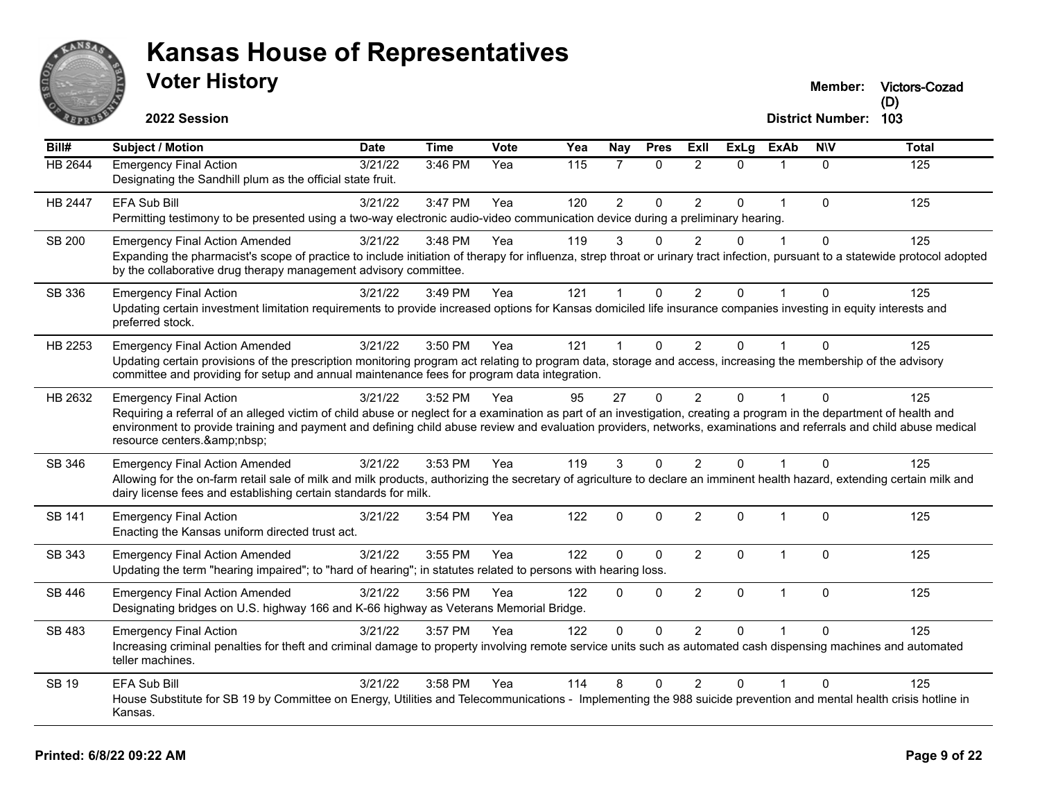# Kansas House of Representatives

## Voter History

**2022 Session**

**Member:** Victors-Cozad (D)
**District Number:** 103

| Bill# | Subject / Motion | Date | Time | Vote | Yea | Nay | Pres | ExII | ExLg | ExAb | N\V | Total |
|---|---|---|---|---|---|---|---|---|---|---|---|---|
| HB 2644 | Emergency Final Action<br>Designating the Sandhill plum as the official state fruit. | 3/21/22 | 3:46 PM | Yea | 115 | 7 | 0 | 2 | 0 | 1 | 0 | 125 |
| HB 2447 | EFA Sub Bill<br>Permitting testimony to be presented using a two-way electronic audio-video communication device during a preliminary hearing. | 3/21/22 | 3:47 PM | Yea | 120 | 2 | 0 | 2 | 0 | 1 | 0 | 125 |
| SB 200 | Emergency Final Action Amended<br>Expanding the pharmacist's scope of practice to include initiation of therapy for influenza, strep throat or urinary tract infection, pursuant to a statewide protocol adopted by the collaborative drug therapy management advisory committee. | 3/21/22 | 3:48 PM | Yea | 119 | 3 | 0 | 2 | 0 | 1 | 0 | 125 |
| SB 336 | Emergency Final Action<br>Updating certain investment limitation requirements to provide increased options for Kansas domiciled life insurance companies investing in equity interests and preferred stock. | 3/21/22 | 3:49 PM | Yea | 121 | 1 | 0 | 2 | 0 | 1 | 0 | 125 |
| HB 2253 | Emergency Final Action Amended<br>Updating certain provisions of the prescription monitoring program act relating to program data, storage and access, increasing the membership of the advisory committee and providing for setup and annual maintenance fees for program data integration. | 3/21/22 | 3:50 PM | Yea | 121 | 1 | 0 | 2 | 0 | 1 | 0 | 125 |
| HB 2632 | Emergency Final Action<br>Requiring a referral of an alleged victim of child abuse or neglect for a examination as part of an investigation, creating a program in the department of health and environment to provide training and payment and defining child abuse review and evaluation providers, networks, examinations and referrals and child abuse medical resource centers.&amp;nbsp; | 3/21/22 | 3:52 PM | Yea | 95 | 27 | 0 | 2 | 0 | 1 | 0 | 125 |
| SB 346 | Emergency Final Action Amended<br>Allowing for the on-farm retail sale of milk and milk products, authorizing the secretary of agriculture to declare an imminent health hazard, extending certain milk and dairy license fees and establishing certain standards for milk. | 3/21/22 | 3:53 PM | Yea | 119 | 3 | 0 | 2 | 0 | 1 | 0 | 125 |
| SB 141 | Emergency Final Action<br>Enacting the Kansas uniform directed trust act. | 3/21/22 | 3:54 PM | Yea | 122 | 0 | 0 | 2 | 0 | 1 | 0 | 125 |
| SB 343 | Emergency Final Action Amended<br>Updating the term "hearing impaired"; to "hard of hearing"; in statutes related to persons with hearing loss. | 3/21/22 | 3:55 PM | Yea | 122 | 0 | 0 | 2 | 0 | 1 | 0 | 125 |
| SB 446 | Emergency Final Action Amended<br>Designating bridges on U.S. highway 166 and K-66 highway as Veterans Memorial Bridge. | 3/21/22 | 3:56 PM | Yea | 122 | 0 | 0 | 2 | 0 | 1 | 0 | 125 |
| SB 483 | Emergency Final Action<br>Increasing criminal penalties for theft and criminal damage to property involving remote service units such as automated cash dispensing machines and automated teller machines. | 3/21/22 | 3:57 PM | Yea | 122 | 0 | 0 | 2 | 0 | 1 | 0 | 125 |
| SB 19 | EFA Sub Bill<br>House Substitute for SB 19 by Committee on Energy, Utilities and Telecommunications - Implementing the 988 suicide prevention and mental health crisis hotline in Kansas. | 3/21/22 | 3:58 PM | Yea | 114 | 8 | 0 | 2 | 0 | 1 | 0 | 125 |

**Printed: 6/8/22 09:22 AM**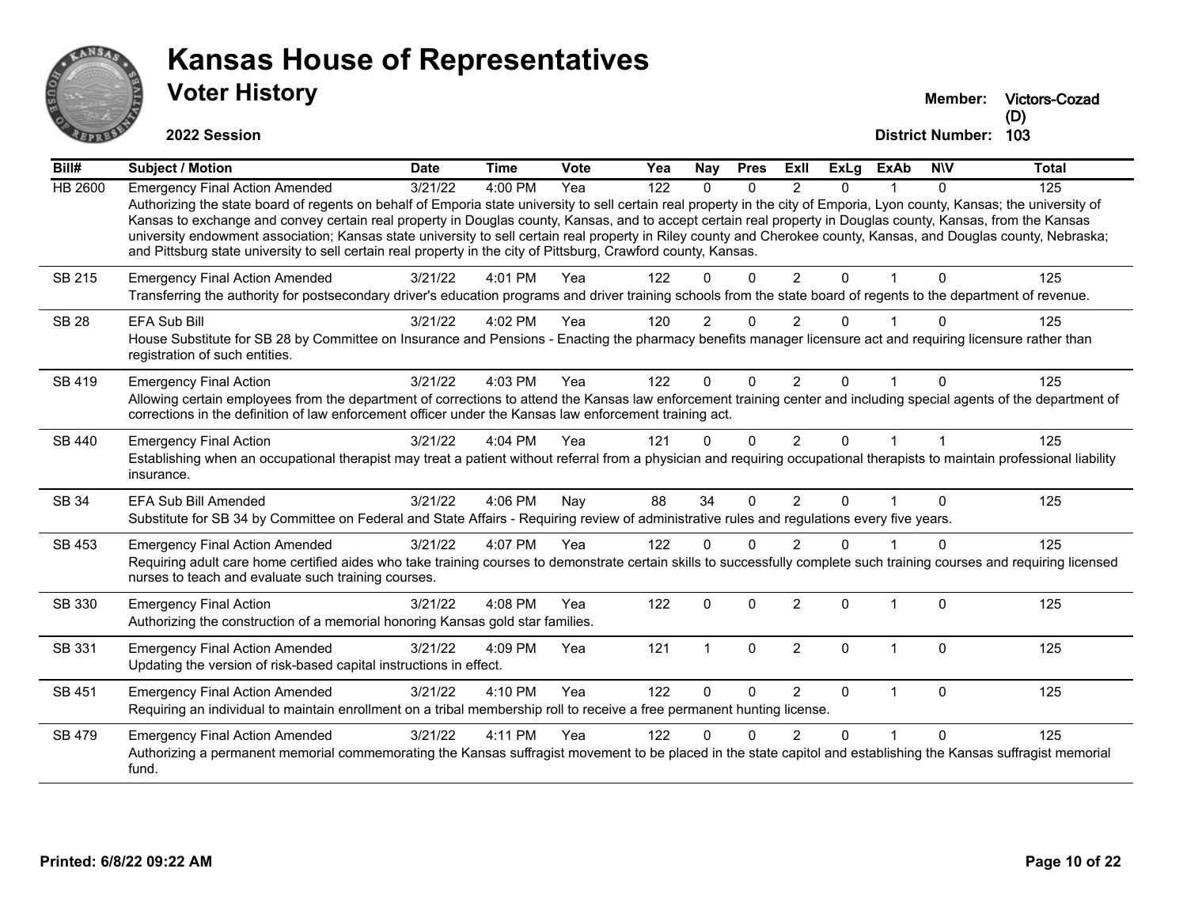# Kansas House of Representatives

## Voter History

**2022 Session**

**Member:** Victors-Cozad (D)

**District Number:** 103

| Bill# | Subject / Motion | Date | Time | Vote | Yea | Nay | Pres | ExII | ExLg | ExAb | N\V | Total |
|---|---|---|---|---|---|---|---|---|---|---|---|---|
| HB 2600 | Emergency Final Action Amended | 3/21/22 | 4:00 PM | Yea | 122 | 0 | 0 | 2 | 0 | 1 | 0 | 125 |
| | Authorizing the state board of regents on behalf of Emporia state university to sell certain real property in the city of Emporia, Lyon county, Kansas; the university of Kansas to exchange and convey certain real property in Douglas county, Kansas, and to accept certain real property in Douglas county, Kansas, from the Kansas university endowment association; Kansas state university to sell certain real property in Riley county and Cherokee county, Kansas, and Douglas county, Nebraska; and Pittsburg state university to sell certain real property in the city of Pittsburg, Crawford county, Kansas. | | | | | | | | | | | |
| SB 215 | Emergency Final Action Amended | 3/21/22 | 4:01 PM | Yea | 122 | 0 | 0 | 2 | 0 | 1 | 0 | 125 |
| | Transferring the authority for postsecondary driver's education programs and driver training schools from the state board of regents to the department of revenue. | | | | | | | | | | | |
| SB 28 | EFA Sub Bill | 3/21/22 | 4:02 PM | Yea | 120 | 2 | 0 | 2 | 0 | 1 | 0 | 125 |
| | House Substitute for SB 28 by Committee on Insurance and Pensions - Enacting the pharmacy benefits manager licensure act and requiring licensure rather than registration of such entities. | | | | | | | | | | | |
| SB 419 | Emergency Final Action | 3/21/22 | 4:03 PM | Yea | 122 | 0 | 0 | 2 | 0 | 1 | 0 | 125 |
| | Allowing certain employees from the department of corrections to attend the Kansas law enforcement training center and including special agents of the department of corrections in the definition of law enforcement officer under the Kansas law enforcement training act. | | | | | | | | | | | |
| SB 440 | Emergency Final Action | 3/21/22 | 4:04 PM | Yea | 121 | 0 | 0 | 2 | 0 | 1 | 1 | 125 |
| | Establishing when an occupational therapist may treat a patient without referral from a physician and requiring occupational therapists to maintain professional liability insurance. | | | | | | | | | | | |
| SB 34 | EFA Sub Bill Amended | 3/21/22 | 4:06 PM | Nay | 88 | 34 | 0 | 2 | 0 | 1 | 0 | 125 |
| | Substitute for SB 34 by Committee on Federal and State Affairs - Requiring review of administrative rules and regulations every five years. | | | | | | | | | | | |
| SB 453 | Emergency Final Action Amended | 3/21/22 | 4:07 PM | Yea | 122 | 0 | 0 | 2 | 0 | 1 | 0 | 125 |
| | Requiring adult care home certified aides who take training courses to demonstrate certain skills to successfully complete such training courses and requiring licensed nurses to teach and evaluate such training courses. | | | | | | | | | | | |
| SB 330 | Emergency Final Action | 3/21/22 | 4:08 PM | Yea | 122 | 0 | 0 | 2 | 0 | 1 | 0 | 125 |
| | Authorizing the construction of a memorial honoring Kansas gold star families. | | | | | | | | | | | |
| SB 331 | Emergency Final Action Amended | 3/21/22 | 4:09 PM | Yea | 121 | 1 | 0 | 2 | 0 | 1 | 0 | 125 |
| | Updating the version of risk-based capital instructions in effect. | | | | | | | | | | | |
| SB 451 | Emergency Final Action Amended | 3/21/22 | 4:10 PM | Yea | 122 | 0 | 0 | 2 | 0 | 1 | 0 | 125 |
| | Requiring an individual to maintain enrollment on a tribal membership roll to receive a free permanent hunting license. | | | | | | | | | | | |
| SB 479 | Emergency Final Action Amended | 3/21/22 | 4:11 PM | Yea | 122 | 0 | 0 | 2 | 0 | 1 | 0 | 125 |
| | Authorizing a permanent memorial commemorating the Kansas suffragist movement to be placed in the state capitol and establishing the Kansas suffragist memorial fund. | | | | | | | | | | | |

**Printed: 6/8/22 09:22 AM**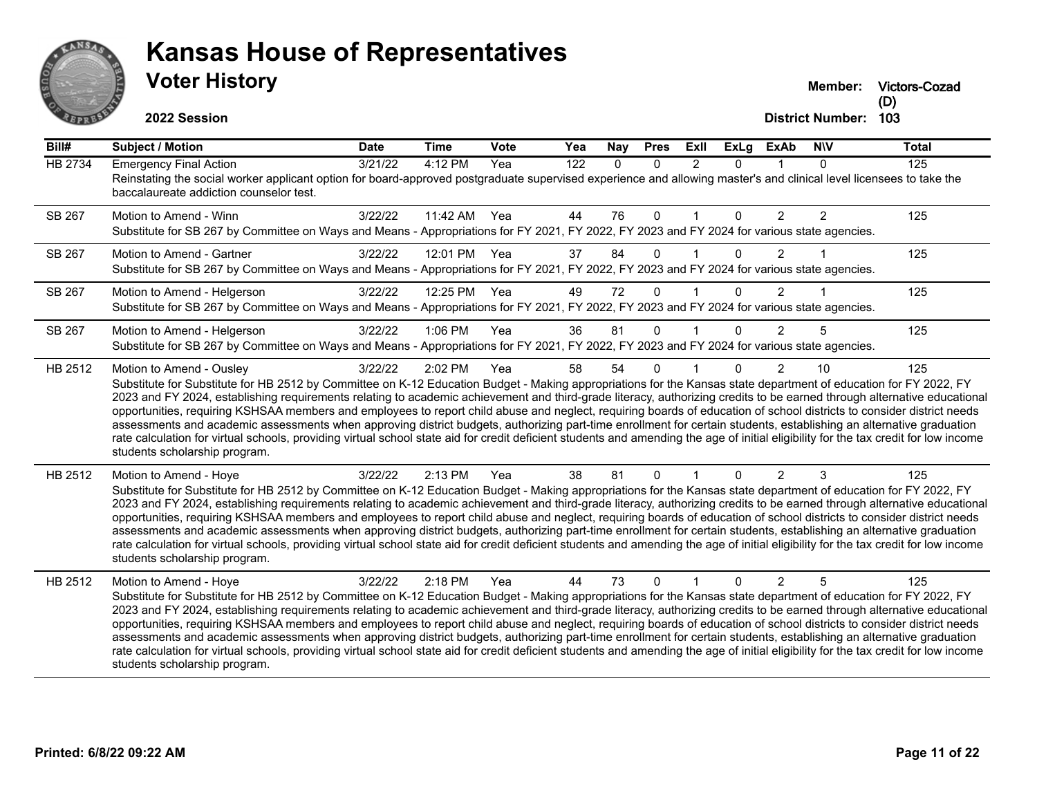# Kansas House of Representatives

## Voter History

**2022 Session**

**Member:** Victors-Cozad (D)

**District Number:** 103

| Bill# | Subject / Motion | Date | Time | Vote | Yea | Nay | Pres | ExII | ExLg | ExAb | N\V | Total |
|---|---|---|---|---|---|---|---|---|---|---|---|---|
| HB 2734 | Emergency Final Action | 3/21/22 | 4:12 PM | Yea | 122 | 0 | 0 | 2 | 0 | 1 | 0 | 125 |
| | Reinstating the social worker applicant option for board-approved postgraduate supervised experience and allowing master's and clinical level licensees to take the baccalaureate addiction counselor test. | | | | | | | | | | | |
| SB 267 | Motion to Amend - Winn | 3/22/22 | 11:42 AM | Yea | 44 | 76 | 0 | 1 | 0 | 2 | 2 | 125 |
| | Substitute for SB 267 by Committee on Ways and Means - Appropriations for FY 2021, FY 2022, FY 2023 and FY 2024 for various state agencies. | | | | | | | | | | | |
| SB 267 | Motion to Amend - Gartner | 3/22/22 | 12:01 PM | Yea | 37 | 84 | 0 | 1 | 0 | 2 | 1 | 125 |
| | Substitute for SB 267 by Committee on Ways and Means - Appropriations for FY 2021, FY 2022, FY 2023 and FY 2024 for various state agencies. | | | | | | | | | | | |
| SB 267 | Motion to Amend - Helgerson | 3/22/22 | 12:25 PM | Yea | 49 | 72 | 0 | 1 | 0 | 2 | 1 | 125 |
| | Substitute for SB 267 by Committee on Ways and Means - Appropriations for FY 2021, FY 2022, FY 2023 and FY 2024 for various state agencies. | | | | | | | | | | | |
| SB 267 | Motion to Amend - Helgerson | 3/22/22 | 1:06 PM | Yea | 36 | 81 | 0 | 1 | 0 | 2 | 5 | 125 |
| | Substitute for SB 267 by Committee on Ways and Means - Appropriations for FY 2021, FY 2022, FY 2023 and FY 2024 for various state agencies. | | | | | | | | | | | |
| HB 2512 | Motion to Amend - Ousley | 3/22/22 | 2:02 PM | Yea | 58 | 54 | 0 | 1 | 0 | 2 | 10 | 125 |
| | Substitute for Substitute for HB 2512 by Committee on K-12 Education Budget - Making appropriations for the Kansas state department of education for FY 2022, FY 2023 and FY 2024, establishing requirements relating to academic achievement and third-grade literacy, authorizing credits to be earned through alternative educational opportunities, requiring KSHSAA members and employees to report child abuse and neglect, requiring boards of education of school districts to consider district needs assessments and academic assessments when approving district budgets, authorizing part-time enrollment for certain students, establishing an alternative graduation rate calculation for virtual schools, providing virtual school state aid for credit deficient students and amending the age of initial eligibility for the tax credit for low income students scholarship program. | | | | | | | | | | | |
| HB 2512 | Motion to Amend - Hoye | 3/22/22 | 2:13 PM | Yea | 38 | 81 | 0 | 1 | 0 | 2 | 3 | 125 |
| | Substitute for Substitute for HB 2512 by Committee on K-12 Education Budget - Making appropriations for the Kansas state department of education for FY 2022, FY 2023 and FY 2024, establishing requirements relating to academic achievement and third-grade literacy, authorizing credits to be earned through alternative educational opportunities, requiring KSHSAA members and employees to report child abuse and neglect, requiring boards of education of school districts to consider district needs assessments and academic assessments when approving district budgets, authorizing part-time enrollment for certain students, establishing an alternative graduation rate calculation for virtual schools, providing virtual school state aid for credit deficient students and amending the age of initial eligibility for the tax credit for low income students scholarship program. | | | | | | | | | | | |
| HB 2512 | Motion to Amend - Hoye | 3/22/22 | 2:18 PM | Yea | 44 | 73 | 0 | 1 | 0 | 2 | 5 | 125 |
| | Substitute for Substitute for HB 2512 by Committee on K-12 Education Budget - Making appropriations for the Kansas state department of education for FY 2022, FY 2023 and FY 2024, establishing requirements relating to academic achievement and third-grade literacy, authorizing credits to be earned through alternative educational opportunities, requiring KSHSAA members and employees to report child abuse and neglect, requiring boards of education of school districts to consider district needs assessments and academic assessments when approving district budgets, authorizing part-time enrollment for certain students, establishing an alternative graduation rate calculation for virtual schools, providing virtual school state aid for credit deficient students and amending the age of initial eligibility for the tax credit for low income students scholarship program. | | | | | | | | | | | |

Printed: 6/8/22 09:22 AM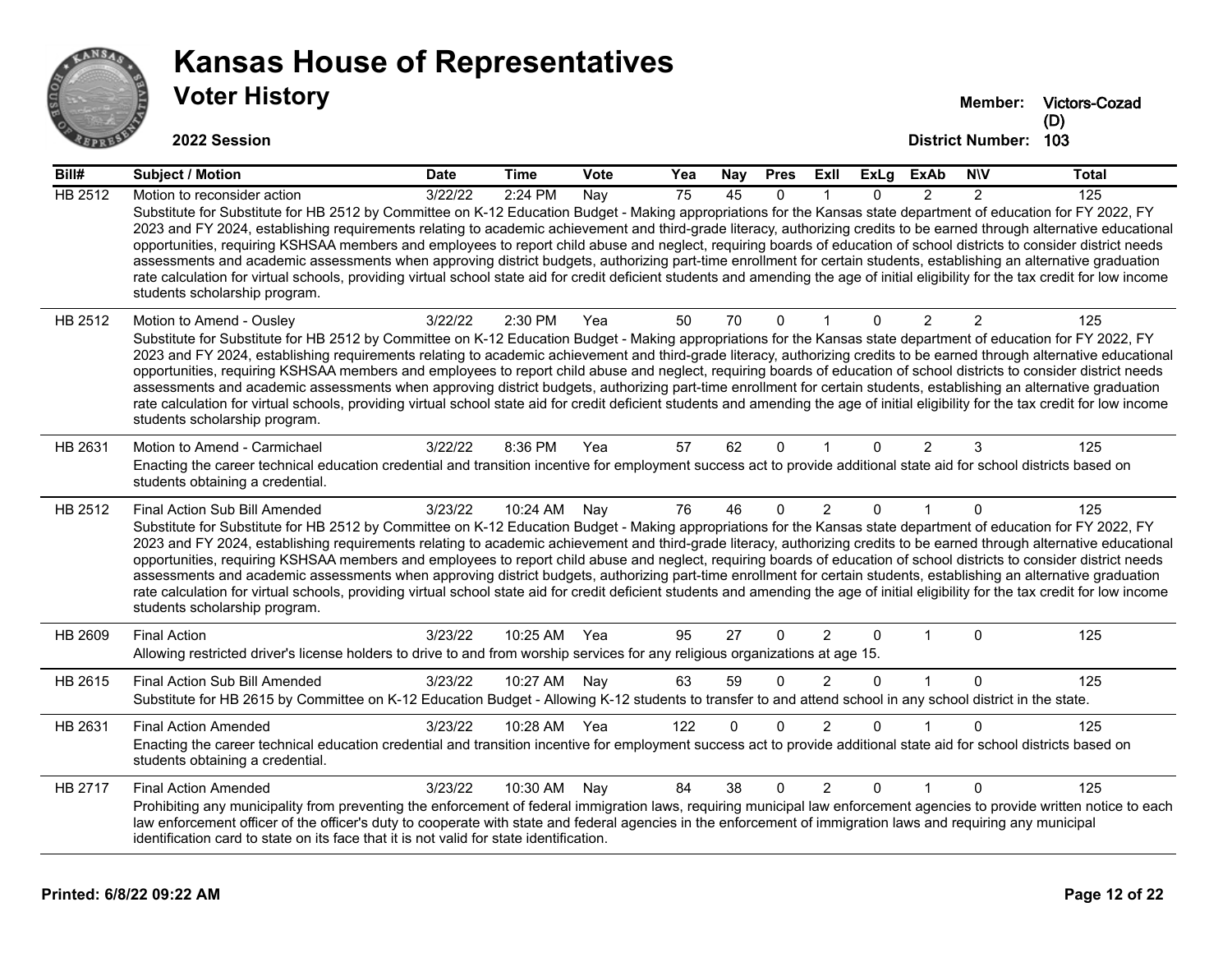# Kansas House of Representatives

## Voter History

**2022 Session**

**Member:** Victors-Cozad (D)

**District Number:** 103

| Bill# | Subject / Motion | Date | Time | Vote | Yea | Nay | Pres | ExII | ExLg | ExAb | N\V | Total |
|---|---|---|---|---|---|---|---|---|---|---|---|---|
| HB 2512 | Motion to reconsider action | 3/22/22 | 2:24 PM | Nay | 75 | 45 | 0 | 1 | 0 | 2 | 2 | 125 |
| | Substitute for Substitute for HB 2512 by Committee on K-12 Education Budget - Making appropriations for the Kansas state department of education for FY 2022, FY 2023 and FY 2024, establishing requirements relating to academic achievement and third-grade literacy, authorizing credits to be earned through alternative educational opportunities, requiring KSHSAA members and employees to report child abuse and neglect, requiring boards of education of school districts to consider district needs assessments and academic assessments when approving district budgets, authorizing part-time enrollment for certain students, establishing an alternative graduation rate calculation for virtual schools, providing virtual school state aid for credit deficient students and amending the age of initial eligibility for the tax credit for low income students scholarship program. | | | | | | | | | | | |
| HB 2512 | Motion to Amend - Ousley | 3/22/22 | 2:30 PM | Yea | 50 | 70 | 0 | 1 | 0 | 2 | 2 | 125 |
| | Substitute for Substitute for HB 2512 by Committee on K-12 Education Budget - Making appropriations for the Kansas state department of education for FY 2022, FY 2023 and FY 2024, establishing requirements relating to academic achievement and third-grade literacy, authorizing credits to be earned through alternative educational opportunities, requiring KSHSAA members and employees to report child abuse and neglect, requiring boards of education of school districts to consider district needs assessments and academic assessments when approving district budgets, authorizing part-time enrollment for certain students, establishing an alternative graduation rate calculation for virtual schools, providing virtual school state aid for credit deficient students and amending the age of initial eligibility for the tax credit for low income students scholarship program. | | | | | | | | | | | |
| HB 2631 | Motion to Amend - Carmichael | 3/22/22 | 8:36 PM | Yea | 57 | 62 | 0 | 1 | 0 | 2 | 3 | 125 |
| | Enacting the career technical education credential and transition incentive for employment success act to provide additional state aid for school districts based on students obtaining a credential. | | | | | | | | | | | |
| HB 2512 | Final Action Sub Bill Amended | 3/23/22 | 10:24 AM | Nay | 76 | 46 | 0 | 2 | 0 | 1 | 0 | 125 |
| | Substitute for Substitute for HB 2512 by Committee on K-12 Education Budget - Making appropriations for the Kansas state department of education for FY 2022, FY 2023 and FY 2024, establishing requirements relating to academic achievement and third-grade literacy, authorizing credits to be earned through alternative educational opportunities, requiring KSHSAA members and employees to report child abuse and neglect, requiring boards of education of school districts to consider district needs assessments and academic assessments when approving district budgets, authorizing part-time enrollment for certain students, establishing an alternative graduation rate calculation for virtual schools, providing virtual school state aid for credit deficient students and amending the age of initial eligibility for the tax credit for low income students scholarship program. | | | | | | | | | | | |
| HB 2609 | Final Action | 3/23/22 | 10:25 AM | Yea | 95 | 27 | 0 | 2 | 0 | 1 | 0 | 125 |
| | Allowing restricted driver's license holders to drive to and from worship services for any religious organizations at age 15. | | | | | | | | | | | |
| HB 2615 | Final Action Sub Bill Amended | 3/23/22 | 10:27 AM | Nay | 63 | 59 | 0 | 2 | 0 | 1 | 0 | 125 |
| | Substitute for HB 2615 by Committee on K-12 Education Budget - Allowing K-12 students to transfer to and attend school in any school district in the state. | | | | | | | | | | | |
| HB 2631 | Final Action Amended | 3/23/22 | 10:28 AM | Yea | 122 | 0 | 0 | 2 | 0 | 1 | 0 | 125 |
| | Enacting the career technical education credential and transition incentive for employment success act to provide additional state aid for school districts based on students obtaining a credential. | | | | | | | | | | | |
| HB 2717 | Final Action Amended | 3/23/22 | 10:30 AM | Nay | 84 | 38 | 0 | 2 | 0 | 1 | 0 | 125 |
| | Prohibiting any municipality from preventing the enforcement of federal immigration laws, requiring municipal law enforcement agencies to provide written notice to each law enforcement officer of the officer's duty to cooperate with state and federal agencies in the enforcement of immigration laws and requiring any municipal identification card to state on its face that it is not valid for state identification. | | | | | | | | | | | |

**Printed: 6/8/22 09:22 AM**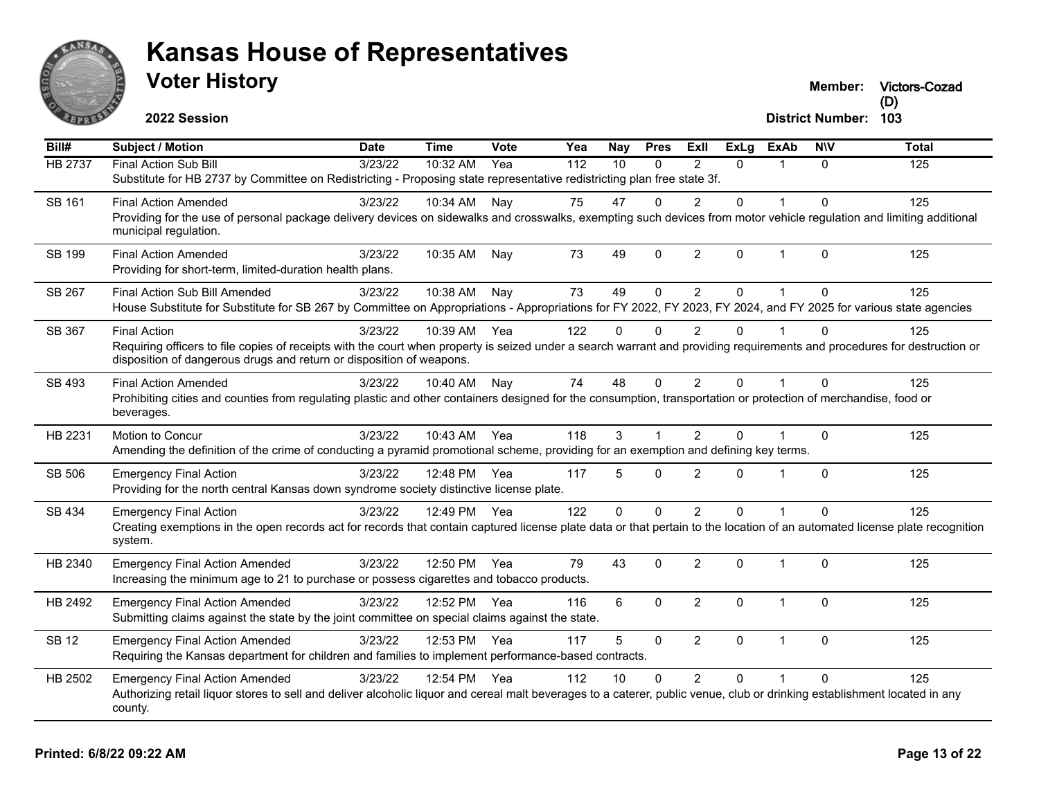# Kansas House of Representatives

## Voter History

**2022 Session**

**Member:** Victors-Cozad (D)
**District Number:** 103

| Bill# | Subject / Motion | Date | Time | Vote | Yea | Nay | Pres | ExII | ExLg | ExAb | N\V | Total |
|---|---|---|---|---|---|---|---|---|---|---|---|---|
| HB 2737 | Final Action Sub Bill | 3/23/22 | 10:32 AM | Yea | 112 | 10 | 0 | 2 | 0 | 1 | 0 | 125 |
| | Substitute for HB 2737 by Committee on Redistricting - Proposing state representative redistricting plan free state 3f. | | | | | | | | | | | |
| SB 161 | Final Action Amended | 3/23/22 | 10:34 AM | Nay | 75 | 47 | 0 | 2 | 0 | 1 | 0 | 125 |
| | Providing for the use of personal package delivery devices on sidewalks and crosswalks, exempting such devices from motor vehicle regulation and limiting additional municipal regulation. | | | | | | | | | | | |
| SB 199 | Final Action Amended | 3/23/22 | 10:35 AM | Nay | 73 | 49 | 0 | 2 | 0 | 1 | 0 | 125 |
| | Providing for short-term, limited-duration health plans. | | | | | | | | | | | |
| SB 267 | Final Action Sub Bill Amended | 3/23/22 | 10:38 AM | Nay | 73 | 49 | 0 | 2 | 0 | 1 | 0 | 125 |
| | House Substitute for Substitute for SB 267 by Committee on Appropriations - Appropriations for FY 2022, FY 2023, FY 2024, and FY 2025 for various state agencies | | | | | | | | | | | |
| SB 367 | Final Action | 3/23/22 | 10:39 AM | Yea | 122 | 0 | 0 | 2 | 0 | 1 | 0 | 125 |
| | Requiring officers to file copies of receipts with the court when property is seized under a search warrant and providing requirements and procedures for destruction or disposition of dangerous drugs and return or disposition of weapons. | | | | | | | | | | | |
| SB 493 | Final Action Amended | 3/23/22 | 10:40 AM | Nay | 74 | 48 | 0 | 2 | 0 | 1 | 0 | 125 |
| | Prohibiting cities and counties from regulating plastic and other containers designed for the consumption, transportation or protection of merchandise, food or beverages. | | | | | | | | | | | |
| HB 2231 | Motion to Concur | 3/23/22 | 10:43 AM | Yea | 118 | 3 | 1 | 2 | 0 | 1 | 0 | 125 |
| | Amending the definition of the crime of conducting a pyramid promotional scheme, providing for an exemption and defining key terms. | | | | | | | | | | | |
| SB 506 | Emergency Final Action | 3/23/22 | 12:48 PM | Yea | 117 | 5 | 0 | 2 | 0 | 1 | 0 | 125 |
| | Providing for the north central Kansas down syndrome society distinctive license plate. | | | | | | | | | | | |
| SB 434 | Emergency Final Action | 3/23/22 | 12:49 PM | Yea | 122 | 0 | 0 | 2 | 0 | 1 | 0 | 125 |
| | Creating exemptions in the open records act for records that contain captured license plate data or that pertain to the location of an automated license plate recognition system. | | | | | | | | | | | |
| HB 2340 | Emergency Final Action Amended | 3/23/22 | 12:50 PM | Yea | 79 | 43 | 0 | 2 | 0 | 1 | 0 | 125 |
| | Increasing the minimum age to 21 to purchase or possess cigarettes and tobacco products. | | | | | | | | | | | |
| HB 2492 | Emergency Final Action Amended | 3/23/22 | 12:52 PM | Yea | 116 | 6 | 0 | 2 | 0 | 1 | 0 | 125 |
| | Submitting claims against the state by the joint committee on special claims against the state. | | | | | | | | | | | |
| SB 12 | Emergency Final Action Amended | 3/23/22 | 12:53 PM | Yea | 117 | 5 | 0 | 2 | 0 | 1 | 0 | 125 |
| | Requiring the Kansas department for children and families to implement performance-based contracts. | | | | | | | | | | | |
| HB 2502 | Emergency Final Action Amended | 3/23/22 | 12:54 PM | Yea | 112 | 10 | 0 | 2 | 0 | 1 | 0 | 125 |
| | Authorizing retail liquor stores to sell and deliver alcoholic liquor and cereal malt beverages to a caterer, public venue, club or drinking establishment located in any county. | | | | | | | | | | | |

**Printed: 6/8/22 09:22 AM**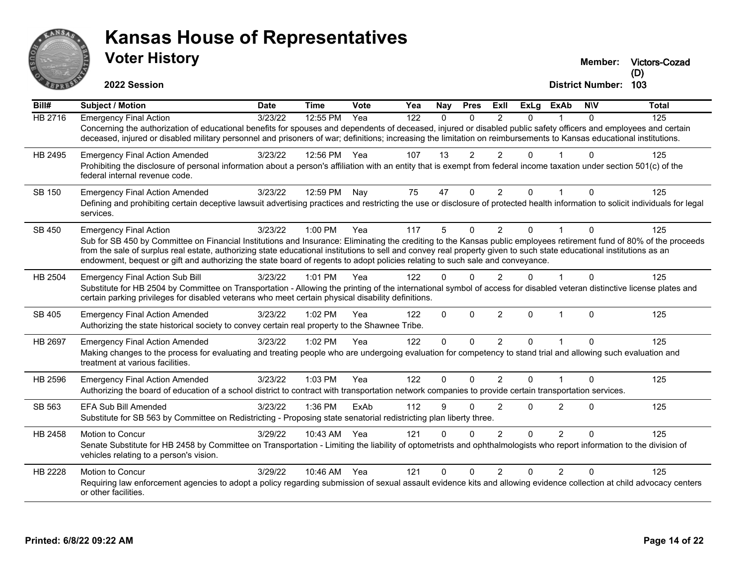# Kansas House of Representatives

## Voter History

**2022 Session**

**Member:** Victors-Cozad (D)
**District Number:** 103

| Bill# | Subject / Motion | Date | Time | Vote | Yea | Nay | Pres | ExII | ExLg | ExAb | N\V | Total |
|---|---|---|---|---|---|---|---|---|---|---|---|---|
| HB 2716 | Emergency Final Action | 3/23/22 | 12:55 PM | Yea | 122 | 0 | 0 | 2 | 0 | 1 | 0 | 125 |
| | Concerning the authorization of educational benefits for spouses and dependents of deceased, injured or disabled public safety officers and employees and certain deceased, injured or disabled military personnel and prisoners of war; definitions; increasing the limitation on reimbursements to Kansas educational institutions. | | | | | | | | | | | |
| HB 2495 | Emergency Final Action Amended | 3/23/22 | 12:56 PM | Yea | 107 | 13 | 2 | 2 | 0 | 1 | 0 | 125 |
| | Prohibiting the disclosure of personal information about a person's affiliation with an entity that is exempt from federal income taxation under section 501(c) of the federal internal revenue code. | | | | | | | | | | | |
| SB 150 | Emergency Final Action Amended | 3/23/22 | 12:59 PM | Nay | 75 | 47 | 0 | 2 | 0 | 1 | 0 | 125 |
| | Defining and prohibiting certain deceptive lawsuit advertising practices and restricting the use or disclosure of protected health information to solicit individuals for legal services. | | | | | | | | | | | |
| SB 450 | Emergency Final Action | 3/23/22 | 1:00 PM | Yea | 117 | 5 | 0 | 2 | 0 | 1 | 0 | 125 |
| | Sub for SB 450 by Committee on Financial Institutions and Insurance: Eliminating the crediting to the Kansas public employees retirement fund of 80% of the proceeds from the sale of surplus real estate, authorizing state educational institutions to sell and convey real property given to such state educational institutions as an endowment, bequest or gift and authorizing the state board of regents to adopt policies relating to such sale and conveyance. | | | | | | | | | | | |
| HB 2504 | Emergency Final Action Sub Bill | 3/23/22 | 1:01 PM | Yea | 122 | 0 | 0 | 2 | 0 | 1 | 0 | 125 |
| | Substitute for HB 2504 by Committee on Transportation - Allowing the printing of the international symbol of access for disabled veteran distinctive license plates and certain parking privileges for disabled veterans who meet certain physical disability definitions. | | | | | | | | | | | |
| SB 405 | Emergency Final Action Amended | 3/23/22 | 1:02 PM | Yea | 122 | 0 | 0 | 2 | 0 | 1 | 0 | 125 |
| | Authorizing the state historical society to convey certain real property to the Shawnee Tribe. | | | | | | | | | | | |
| HB 2697 | Emergency Final Action Amended | 3/23/22 | 1:02 PM | Yea | 122 | 0 | 0 | 2 | 0 | 1 | 0 | 125 |
| | Making changes to the process for evaluating and treating people who are undergoing evaluation for competency to stand trial and allowing such evaluation and treatment at various facilities. | | | | | | | | | | | |
| HB 2596 | Emergency Final Action Amended | 3/23/22 | 1:03 PM | Yea | 122 | 0 | 0 | 2 | 0 | 1 | 0 | 125 |
| | Authorizing the board of education of a school district to contract with transportation network companies to provide certain transportation services. | | | | | | | | | | | |
| SB 563 | EFA Sub Bill Amended | 3/23/22 | 1:36 PM | ExAb | 112 | 9 | 0 | 2 | 0 | 2 | 0 | 125 |
| | Substitute for SB 563 by Committee on Redistricting - Proposing state senatorial redistricting plan liberty three. | | | | | | | | | | | |
| HB 2458 | Motion to Concur | 3/29/22 | 10:43 AM | Yea | 121 | 0 | 0 | 2 | 0 | 2 | 0 | 125 |
| | Senate Substitute for HB 2458 by Committee on Transportation - Limiting the liability of optometrists and ophthalmologists who report information to the division of vehicles relating to a person's vision. | | | | | | | | | | | |
| HB 2228 | Motion to Concur | 3/29/22 | 10:46 AM | Yea | 121 | 0 | 0 | 2 | 0 | 2 | 0 | 125 |
| | Requiring law enforcement agencies to adopt a policy regarding submission of sexual assault evidence kits and allowing evidence collection at child advocacy centers or other facilities. | | | | | | | | | | | |

Printed: 6/8/22 09:22 AM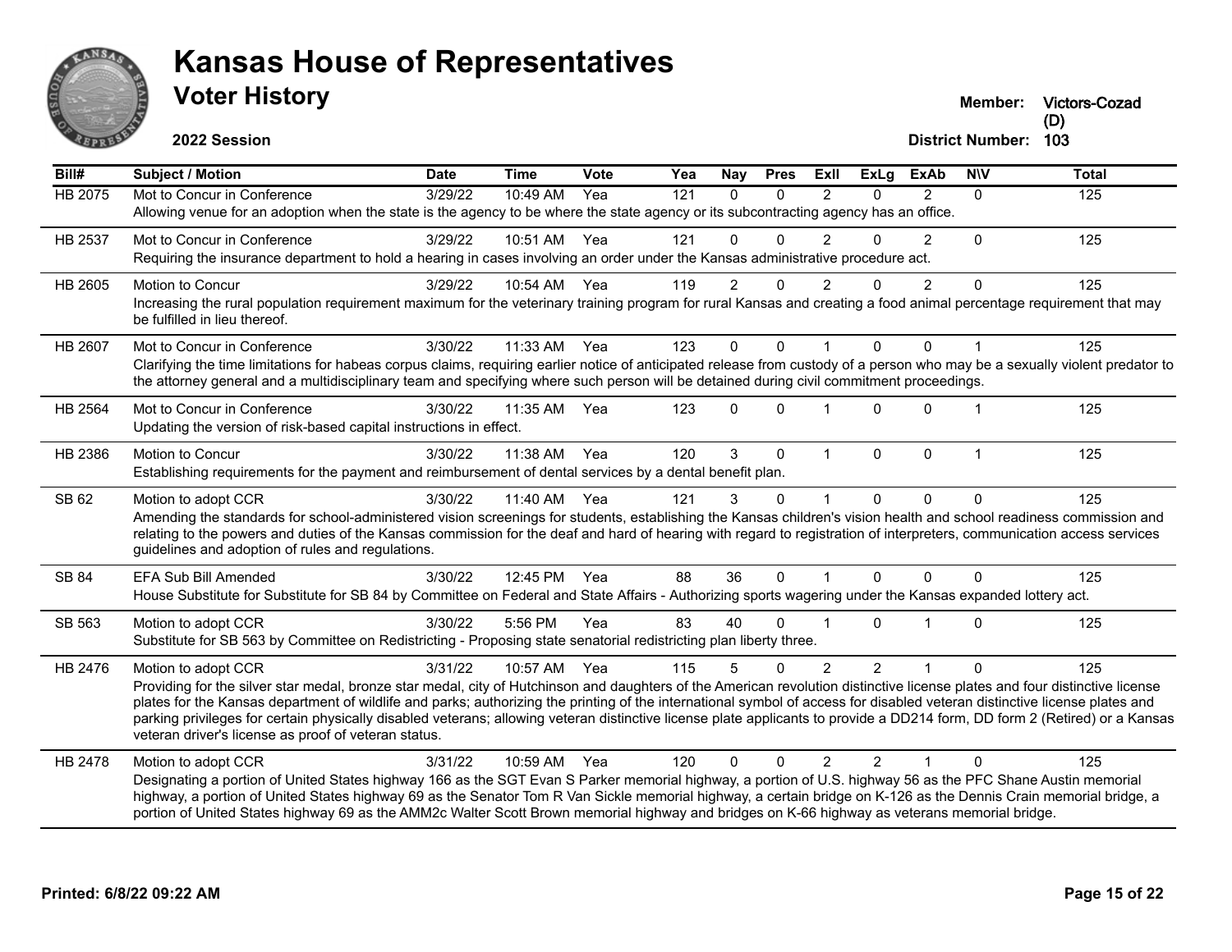# Kansas House of Representatives

## Voter History

**2022 Session**

**Member:** Victors-Cozad (D)

**District Number:** 103

| Bill# | Subject / Motion | Date | Time | Vote | Yea | Nay | Pres | ExII | ExLg | ExAb | N\V | Total |
|---|---|---|---|---|---|---|---|---|---|---|---|---|
| HB 2075 | Mot to Concur in Conference | 3/29/22 | 10:49 AM | Yea | 121 | 0 | 0 | 2 | 0 | 2 | 0 | 125 |
| | Allowing venue for an adoption when the state is the agency to be where the state agency or its subcontracting agency has an office. | | | | | | | | | | | |
| HB 2537 | Mot to Concur in Conference | 3/29/22 | 10:51 AM | Yea | 121 | 0 | 0 | 2 | 0 | 2 | 0 | 125 |
| | Requiring the insurance department to hold a hearing in cases involving an order under the Kansas administrative procedure act. | | | | | | | | | | | |
| HB 2605 | Motion to Concur | 3/29/22 | 10:54 AM | Yea | 119 | 2 | 0 | 2 | 0 | 2 | 0 | 125 |
| | Increasing the rural population requirement maximum for the veterinary training program for rural Kansas and creating a food animal percentage requirement that may be fulfilled in lieu thereof. | | | | | | | | | | | |
| HB 2607 | Mot to Concur in Conference | 3/30/22 | 11:33 AM | Yea | 123 | 0 | 0 | 1 | 0 | 0 | 1 | 125 |
| | Clarifying the time limitations for habeas corpus claims, requiring earlier notice of anticipated release from custody of a person who may be a sexually violent predator to the attorney general and a multidisciplinary team and specifying where such person will be detained during civil commitment proceedings. | | | | | | | | | | | |
| HB 2564 | Mot to Concur in Conference | 3/30/22 | 11:35 AM | Yea | 123 | 0 | 0 | 1 | 0 | 0 | 1 | 125 |
| | Updating the version of risk-based capital instructions in effect. | | | | | | | | | | | |
| HB 2386 | Motion to Concur | 3/30/22 | 11:38 AM | Yea | 120 | 3 | 0 | 1 | 0 | 0 | 1 | 125 |
| | Establishing requirements for the payment and reimbursement of dental services by a dental benefit plan. | | | | | | | | | | | |
| SB 62 | Motion to adopt CCR | 3/30/22 | 11:40 AM | Yea | 121 | 3 | 0 | 1 | 0 | 0 | 0 | 125 |
| | Amending the standards for school-administered vision screenings for students, establishing the Kansas children's vision health and school readiness commission and relating to the powers and duties of the Kansas commission for the deaf and hard of hearing with regard to registration of interpreters, communication access services guidelines and adoption of rules and regulations. | | | | | | | | | | | |
| SB 84 | EFA Sub Bill Amended | 3/30/22 | 12:45 PM | Yea | 88 | 36 | 0 | 1 | 0 | 0 | 0 | 125 |
| | House Substitute for Substitute for SB 84 by Committee on Federal and State Affairs - Authorizing sports wagering under the Kansas expanded lottery act. | | | | | | | | | | | |
| SB 563 | Motion to adopt CCR | 3/30/22 | 5:56 PM | Yea | 83 | 40 | 0 | 1 | 0 | 1 | 0 | 125 |
| | Substitute for SB 563 by Committee on Redistricting - Proposing state senatorial redistricting plan liberty three. | | | | | | | | | | | |
| HB 2476 | Motion to adopt CCR | 3/31/22 | 10:57 AM | Yea | 115 | 5 | 0 | 2 | 2 | 1 | 0 | 125 |
| | Providing for the silver star medal, bronze star medal, city of Hutchinson and daughters of the American revolution distinctive license plates and four distinctive license plates for the Kansas department of wildlife and parks; authorizing the printing of the international symbol of access for disabled veteran distinctive license plates and parking privileges for certain physically disabled veterans; allowing veteran distinctive license plate applicants to provide a DD214 form, DD form 2 (Retired) or a Kansas veteran driver's license as proof of veteran status. | | | | | | | | | | | |
| HB 2478 | Motion to adopt CCR | 3/31/22 | 10:59 AM | Yea | 120 | 0 | 0 | 2 | 2 | 1 | 0 | 125 |
| | Designating a portion of United States highway 166 as the SGT Evan S Parker memorial highway, a portion of U.S. highway 56 as the PFC Shane Austin memorial highway, a portion of United States highway 69 as the Senator Tom R Van Sickle memorial highway, a certain bridge on K-126 as the Dennis Crain memorial bridge, a portion of United States highway 69 as the AMM2c Walter Scott Brown memorial highway and bridges on K-66 highway as veterans memorial bridge. | | | | | | | | | | | |

**Printed: 6/8/22 09:22 AM**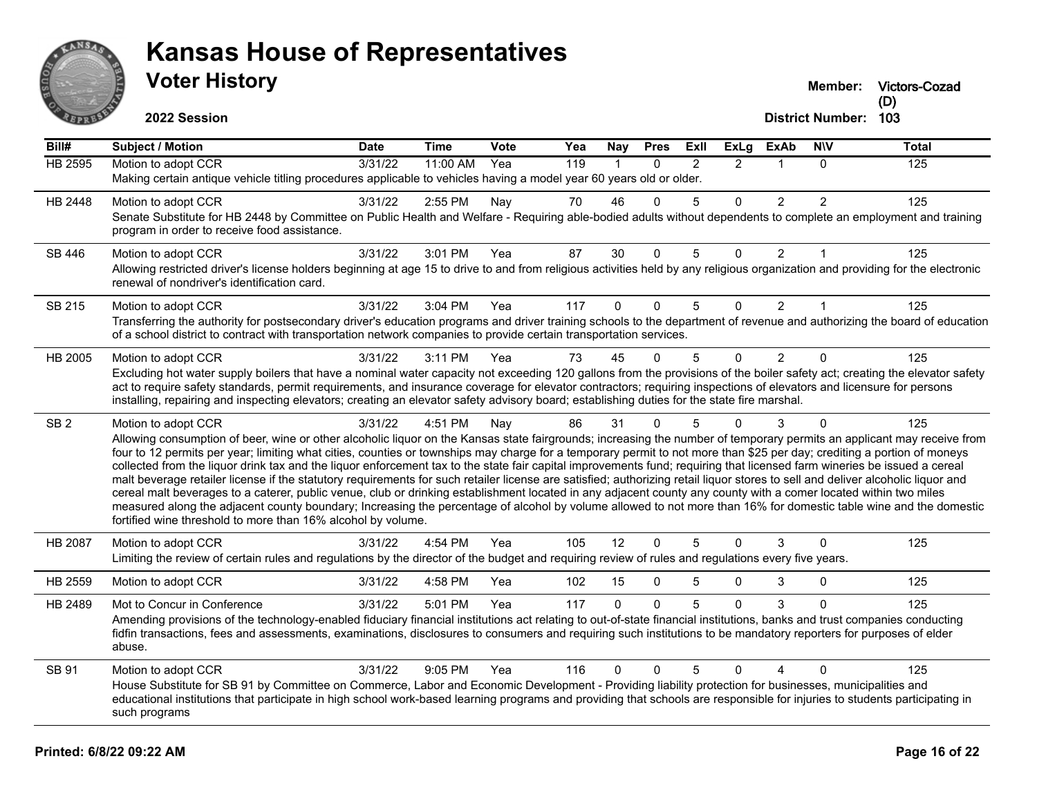# Kansas House of Representatives

## Voter History

**2022 Session**

**Member:** Victors-Cozad (D)

**District Number:** 103

| Bill# | Subject / Motion | Date | Time | Vote | Yea | Nay | Pres | ExII | ExLg | ExAb | N\V | Total |
|---|---|---|---|---|---|---|---|---|---|---|---|---|
| HB 2595 | Motion to adopt CCR | 3/31/22 | 11:00 AM | Yea | 119 | 1 | 0 | 2 | 2 | 1 | 0 | 125 |
| | Making certain antique vehicle titling procedures applicable to vehicles having a model year 60 years old or older. | | | | | | | | | | | |
| HB 2448 | Motion to adopt CCR | 3/31/22 | 2:55 PM | Nay | 70 | 46 | 0 | 5 | 0 | 2 | 2 | 125 |
| | Senate Substitute for HB 2448 by Committee on Public Health and Welfare - Requiring able-bodied adults without dependents to complete an employment and training program in order to receive food assistance. | | | | | | | | | | | |
| SB 446 | Motion to adopt CCR | 3/31/22 | 3:01 PM | Yea | 87 | 30 | 0 | 5 | 0 | 2 | 1 | 125 |
| | Allowing restricted driver's license holders beginning at age 15 to drive to and from religious activities held by any religious organization and providing for the electronic renewal of nondriver's identification card. | | | | | | | | | | | |
| SB 215 | Motion to adopt CCR | 3/31/22 | 3:04 PM | Yea | 117 | 0 | 0 | 5 | 0 | 2 | 1 | 125 |
| | Transferring the authority for postsecondary driver's education programs and driver training schools to the department of revenue and authorizing the board of education of a school district to contract with transportation network companies to provide certain transportation services. | | | | | | | | | | | |
| HB 2005 | Motion to adopt CCR | 3/31/22 | 3:11 PM | Yea | 73 | 45 | 0 | 5 | 0 | 2 | 0 | 125 |
| | Excluding hot water supply boilers that have a nominal water capacity not exceeding 120 gallons from the provisions of the boiler safety act; creating the elevator safety act to require safety standards, permit requirements, and insurance coverage for elevator contractors; requiring inspections of elevators and licensure for persons installing, repairing and inspecting elevators; creating an elevator safety advisory board; establishing duties for the state fire marshal. | | | | | | | | | | | |
| SB 2 | Motion to adopt CCR | 3/31/22 | 4:51 PM | Nay | 86 | 31 | 0 | 5 | 0 | 3 | 0 | 125 |
| | Allowing consumption of beer, wine or other alcoholic liquor on the Kansas state fairgrounds; increasing the number of temporary permits an applicant may receive from four to 12 permits per year; limiting what cities, counties or townships may charge for a temporary permit to not more than $25 per day; crediting a portion of moneys collected from the liquor drink tax and the liquor enforcement tax to the state fair capital improvements fund; requiring that licensed farm wineries be issued a cereal malt beverage retailer license if the statutory requirements for such retailer license are satisfied; authorizing retail liquor stores to sell and deliver alcoholic liquor and cereal malt beverages to a caterer, public venue, club or drinking establishment located in any adjacent county any county with a comer located within two miles measured along the adjacent county boundary; Increasing the percentage of alcohol by volume allowed to not more than 16% for domestic table wine and the domestic fortified wine threshold to more than 16% alcohol by volume. | | | | | | | | | | | |
| HB 2087 | Motion to adopt CCR | 3/31/22 | 4:54 PM | Yea | 105 | 12 | 0 | 5 | 0 | 3 | 0 | 125 |
| | Limiting the review of certain rules and regulations by the director of the budget and requiring review of rules and regulations every five years. | | | | | | | | | | | |
| HB 2559 | Motion to adopt CCR | 3/31/22 | 4:58 PM | Yea | 102 | 15 | 0 | 5 | 0 | 3 | 0 | 125 |
| HB 2489 | Mot to Concur in Conference | 3/31/22 | 5:01 PM | Yea | 117 | 0 | 0 | 5 | 0 | 3 | 0 | 125 |
| | Amending provisions of the technology-enabled fiduciary financial institutions act relating to out-of-state financial institutions, banks and trust companies conducting fidfin transactions, fees and assessments, examinations, disclosures to consumers and requiring such institutions to be mandatory reporters for purposes of elder abuse. | | | | | | | | | | | |
| SB 91 | Motion to adopt CCR | 3/31/22 | 9:05 PM | Yea | 116 | 0 | 0 | 5 | 0 | 4 | 0 | 125 |
| | House Substitute for SB 91 by Committee on Commerce, Labor and Economic Development - Providing liability protection for businesses, municipalities and educational institutions that participate in high school work-based learning programs and providing that schools are responsible for injuries to students participating in such programs | | | | | | | | | | | |

**Printed: 6/8/22 09:22 AM**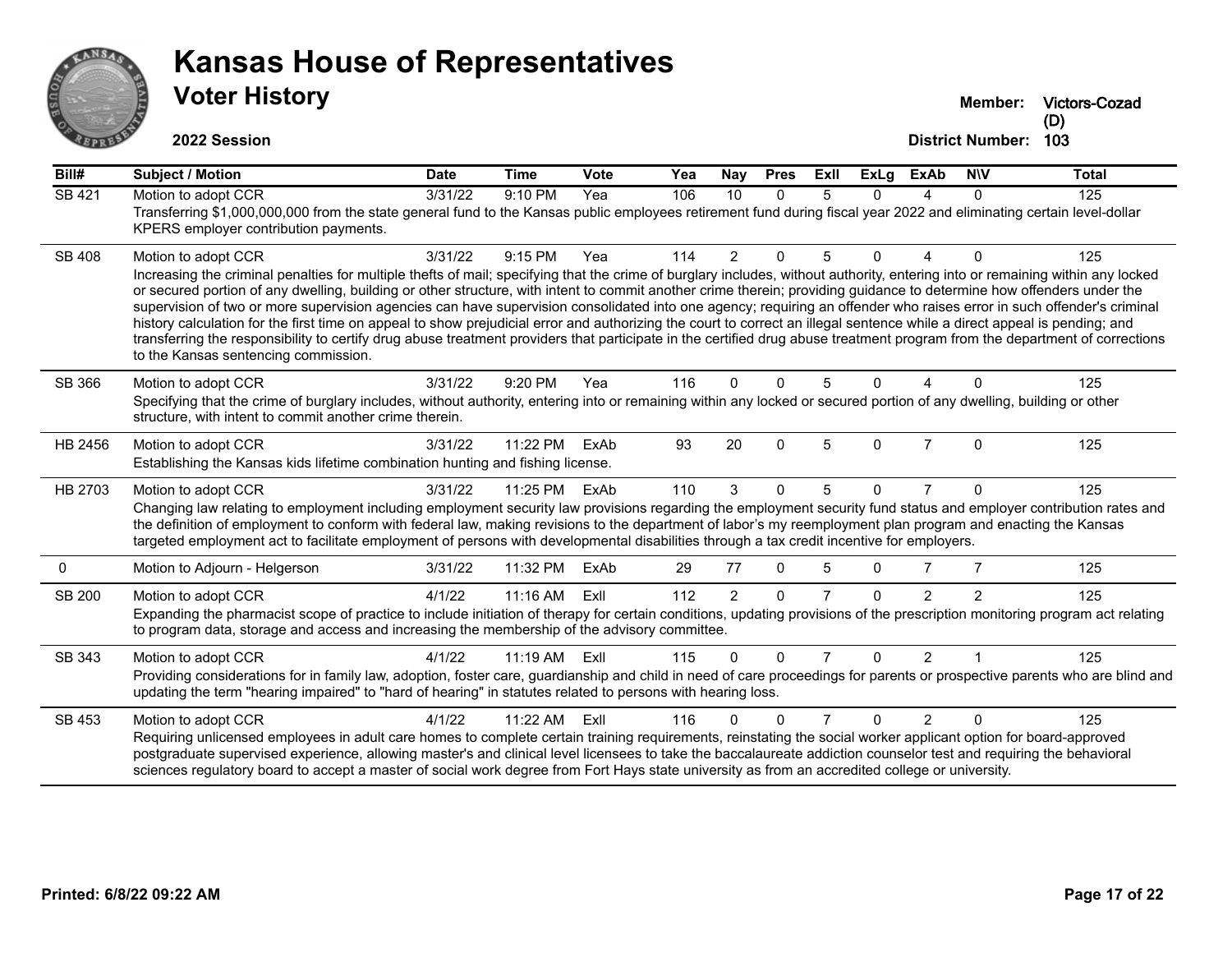# Kansas House of Representatives

## Voter History

**2022 Session**

**Member:** Victors-Cozad (D)

**District Number:** 103

| Bill# | Subject / Motion | Date | Time | Vote | Yea | Nay | Pres | ExII | ExLg | ExAb | N\V | Total |
|---|---|---|---|---|---|---|---|---|---|---|---|---|
| SB 421 | Motion to adopt CCR<br>Transferring $1,000,000,000 from the state general fund to the Kansas public employees retirement fund during fiscal year 2022 and eliminating certain level-dollar KPERS employer contribution payments. | 3/31/22 | 9:10 PM | Yea | 106 | 10 | 0 | 5 | 0 | 4 | 0 | 125 |
| SB 408 | Motion to adopt CCR<br>Increasing the criminal penalties for multiple thefts of mail; specifying that the crime of burglary includes, without authority, entering into or remaining within any locked or secured portion of any dwelling, building or other structure, with intent to commit another crime therein; providing guidance to determine how offenders under the supervision of two or more supervision agencies can have supervision consolidated into one agency; requiring an offender who raises error in such offender's criminal history calculation for the first time on appeal to show prejudicial error and authorizing the court to correct an illegal sentence while a direct appeal is pending; and transferring the responsibility to certify drug abuse treatment providers that participate in the certified drug abuse treatment program from the department of corrections to the Kansas sentencing commission. | 3/31/22 | 9:15 PM | Yea | 114 | 2 | 0 | 5 | 0 | 4 | 0 | 125 |
| SB 366 | Motion to adopt CCR<br>Specifying that the crime of burglary includes, without authority, entering into or remaining within any locked or secured portion of any dwelling, building or other structure, with intent to commit another crime therein. | 3/31/22 | 9:20 PM | Yea | 116 | 0 | 0 | 5 | 0 | 4 | 0 | 125 |
| HB 2456 | Motion to adopt CCR<br>Establishing the Kansas kids lifetime combination hunting and fishing license. | 3/31/22 | 11:22 PM | ExAb | 93 | 20 | 0 | 5 | 0 | 7 | 0 | 125 |
| HB 2703 | Motion to adopt CCR<br>Changing law relating to employment including employment security law provisions regarding the employment security fund status and employer contribution rates and the definition of employment to conform with federal law, making revisions to the department of labor's my reemployment plan program and enacting the Kansas targeted employment act to facilitate employment of persons with developmental disabilities through a tax credit incentive for employers. | 3/31/22 | 11:25 PM | ExAb | 110 | 3 | 0 | 5 | 0 | 7 | 0 | 125 |
| 0 | Motion to Adjourn - Helgerson | 3/31/22 | 11:32 PM | ExAb | 29 | 77 | 0 | 5 | 0 | 7 | 7 | 125 |
| SB 200 | Motion to adopt CCR<br>Expanding the pharmacist scope of practice to include initiation of therapy for certain conditions, updating provisions of the prescription monitoring program act relating to program data, storage and access and increasing the membership of the advisory committee. | 4/1/22 | 11:16 AM | ExII | 112 | 2 | 0 | 7 | 0 | 2 | 2 | 125 |
| SB 343 | Motion to adopt CCR<br>Providing considerations for in family law, adoption, foster care, guardianship and child in need of care proceedings for parents or prospective parents who are blind and updating the term "hearing impaired" to "hard of hearing" in statutes related to persons with hearing loss. | 4/1/22 | 11:19 AM | ExII | 115 | 0 | 0 | 7 | 0 | 2 | 1 | 125 |
| SB 453 | Motion to adopt CCR<br>Requiring unlicensed employees in adult care homes to complete certain training requirements, reinstating the social worker applicant option for board-approved postgraduate supervised experience, allowing master's and clinical level licensees to take the baccalaureate addiction counselor test and requiring the behavioral sciences regulatory board to accept a master of social work degree from Fort Hays state university as from an accredited college or university. | 4/1/22 | 11:22 AM | ExII | 116 | 0 | 0 | 7 | 0 | 2 | 0 | 125 |

Printed: 6/8/22 09:22 AM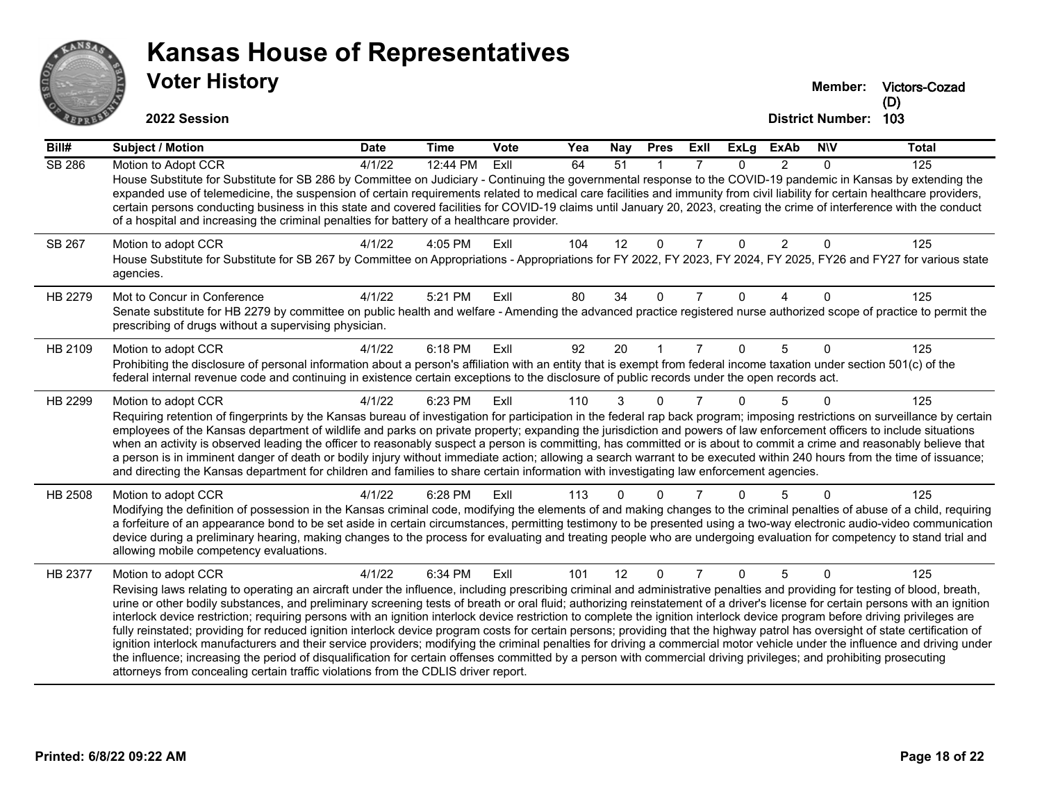# Kansas House of Representatives

## Voter History

**2022 Session**

**Member:** Victors-Cozad (D)

**District Number:** 103

| Bill# | Subject / Motion | Date | Time | Vote | Yea | Nay | Pres | ExII | ExLg | ExAb | N\V | Total |
|---|---|---|---|---|---|---|---|---|---|---|---|---|
| SB 286 | Motion to Adopt CCR | 4/1/22 | 12:44 PM | ExII | 64 | 51 | 1 | 7 | 0 | 2 | 0 | 125 |
| | House Substitute for Substitute for SB 286 by Committee on Judiciary - Continuing the governmental response to the COVID-19 pandemic in Kansas by extending the expanded use of telemedicine, the suspension of certain requirements related to medical care facilities and immunity from civil liability for certain healthcare providers, certain persons conducting business in this state and covered facilities for COVID-19 claims until January 20, 2023, creating the crime of interference with the conduct of a hospital and increasing the criminal penalties for battery of a healthcare provider. | | | | | | | | | | | |
| SB 267 | Motion to adopt CCR | 4/1/22 | 4:05 PM | ExII | 104 | 12 | 0 | 7 | 0 | 2 | 0 | 125 |
| | House Substitute for Substitute for SB 267 by Committee on Appropriations - Appropriations for FY 2022, FY 2023, FY 2024, FY 2025, FY26 and FY27 for various state agencies. | | | | | | | | | | | |
| HB 2279 | Mot to Concur in Conference | 4/1/22 | 5:21 PM | ExII | 80 | 34 | 0 | 7 | 0 | 4 | 0 | 125 |
| | Senate substitute for HB 2279 by committee on public health and welfare - Amending the advanced practice registered nurse authorized scope of practice to permit the prescribing of drugs without a supervising physician. | | | | | | | | | | | |
| HB 2109 | Motion to adopt CCR | 4/1/22 | 6:18 PM | ExII | 92 | 20 | 1 | 7 | 0 | 5 | 0 | 125 |
| | Prohibiting the disclosure of personal information about a person's affiliation with an entity that is exempt from federal income taxation under section 501(c) of the federal internal revenue code and continuing in existence certain exceptions to the disclosure of public records under the open records act. | | | | | | | | | | | |
| HB 2299 | Motion to adopt CCR | 4/1/22 | 6:23 PM | ExII | 110 | 3 | 0 | 7 | 0 | 5 | 0 | 125 |
| | Requiring retention of fingerprints by the Kansas bureau of investigation for participation in the federal rap back program; imposing restrictions on surveillance by certain employees of the Kansas department of wildlife and parks on private property; expanding the jurisdiction and powers of law enforcement officers to include situations when an activity is observed leading the officer to reasonably suspect a person is committing, has committed or is about to commit a crime and reasonably believe that a person is in imminent danger of death or bodily injury without immediate action; allowing a search warrant to be executed within 240 hours from the time of issuance; and directing the Kansas department for children and families to share certain information with investigating law enforcement agencies. | | | | | | | | | | | |
| HB 2508 | Motion to adopt CCR | 4/1/22 | 6:28 PM | ExII | 113 | 0 | 0 | 7 | 0 | 5 | 0 | 125 |
| | Modifying the definition of possession in the Kansas criminal code, modifying the elements of and making changes to the criminal penalties of abuse of a child, requiring a forfeiture of an appearance bond to be set aside in certain circumstances, permitting testimony to be presented using a two-way electronic audio-video communication device during a preliminary hearing, making changes to the process for evaluating and treating people who are undergoing evaluation for competency to stand trial and allowing mobile competency evaluations. | | | | | | | | | | | |
| HB 2377 | Motion to adopt CCR | 4/1/22 | 6:34 PM | ExII | 101 | 12 | 0 | 7 | 0 | 5 | 0 | 125 |
| | Revising laws relating to operating an aircraft under the influence, including prescribing criminal and administrative penalties and providing for testing of blood, breath, urine or other bodily substances, and preliminary screening tests of breath or oral fluid; authorizing reinstatement of a driver's license for certain persons with an ignition interlock device restriction; requiring persons with an ignition interlock device restriction to complete the ignition interlock device program before driving privileges are fully reinstated; providing for reduced ignition interlock device program costs for certain persons; providing that the highway patrol has oversight of state certification of ignition interlock manufacturers and their service providers; modifying the criminal penalties for driving a commercial motor vehicle under the influence and driving under the influence; increasing the period of disqualification for certain offenses committed by a person with commercial driving privileges; and prohibiting prosecuting attorneys from concealing certain traffic violations from the CDLIS driver report. | | | | | | | | | | | |

Printed: 6/8/22 09:22 AM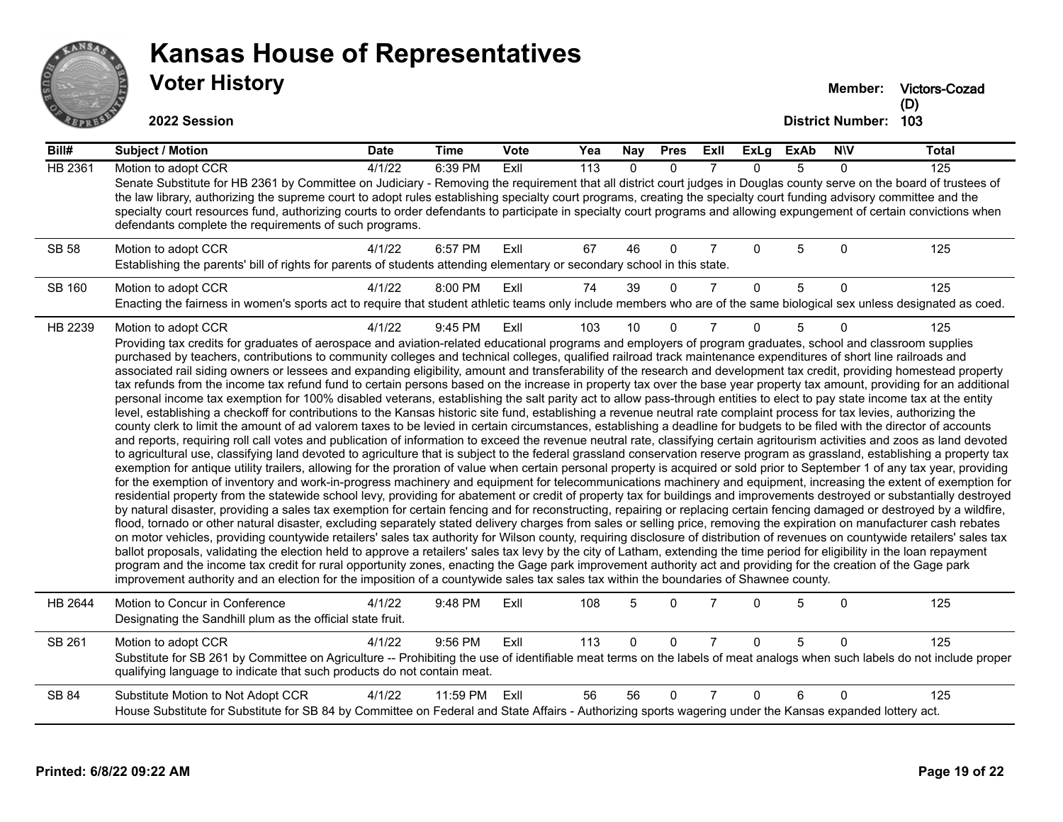# Kansas House of Representatives

## Voter History

**2022 Session**

**Member:** Victors-Cozad (D)

**District Number:** 103

| Bill# | Subject / Motion | Date | Time | Vote | Yea | Nay | Pres | ExII | ExLg | ExAb | N\V | Total |
|---|---|---|---|---|---|---|---|---|---|---|---|---|
| HB 2361 | Motion to adopt CCR | 4/1/22 | 6:39 PM | ExII | 113 | 0 | 0 | 7 | 0 | 5 | 0 | 125 |
| | Senate Substitute for HB 2361 by Committee on Judiciary - Removing the requirement that all district court judges in Douglas county serve on the board of trustees of the law library, authorizing the supreme court to adopt rules establishing specialty court programs, creating the specialty court funding advisory committee and the specialty court resources fund, authorizing courts to order defendants to participate in specialty court programs and allowing expungement of certain convictions when defendants complete the requirements of such programs. | | | | | | | | | | | |
| SB 58 | Motion to adopt CCR | 4/1/22 | 6:57 PM | ExII | 67 | 46 | 0 | 7 | 0 | 5 | 0 | 125 |
| | Establishing the parents' bill of rights for parents of students attending elementary or secondary school in this state. | | | | | | | | | | | |
| SB 160 | Motion to adopt CCR | 4/1/22 | 8:00 PM | ExII | 74 | 39 | 0 | 7 | 0 | 5 | 0 | 125 |
| | Enacting the fairness in women's sports act to require that student athletic teams only include members who are of the same biological sex unless designated as coed. | | | | | | | | | | | |
| HB 2239 | Motion to adopt CCR | 4/1/22 | 9:45 PM | ExII | 103 | 10 | 0 | 7 | 0 | 5 | 0 | 125 |
| | Providing tax credits for graduates of aerospace and aviation-related educational programs and employers of program graduates, school and classroom supplies purchased by teachers, contributions to community colleges and technical colleges, qualified railroad track maintenance expenditures of short line railroads and associated rail siding owners or lessees and expanding eligibility, amount and transferability of the research and development tax credit, providing homestead property tax refunds from the income tax refund fund to certain persons based on the increase in property tax over the base year property tax amount, providing for an additional personal income tax exemption for 100% disabled veterans, establishing the salt parity act to allow pass-through entities to elect to pay state income tax at the entity level, establishing a checkoff for contributions to the Kansas historic site fund, establishing a revenue neutral rate complaint process for tax levies, authorizing the county clerk to limit the amount of ad valorem taxes to be levied in certain circumstances, establishing a deadline for budgets to be filed with the director of accounts and reports, requiring roll call votes and publication of information to exceed the revenue neutral rate, classifying certain agritourism activities and zoos as land devoted to agricultural use, classifying land devoted to agriculture that is subject to the federal grassland conservation reserve program as grassland, establishing a property tax exemption for antique utility trailers, allowing for the proration of value when certain personal property is acquired or sold prior to September 1 of any tax year, providing for the exemption of inventory and work-in-progress machinery and equipment for telecommunications machinery and equipment, increasing the extent of exemption for residential property from the statewide school levy, providing for abatement or credit of property tax for buildings and improvements destroyed or substantially destroyed by natural disaster, providing a sales tax exemption for certain fencing and for reconstructing, repairing or replacing certain fencing damaged or destroyed by a wildfire, flood, tornado or other natural disaster, excluding separately stated delivery charges from sales or selling price, removing the expiration on manufacturer cash rebates on motor vehicles, providing countywide retailers' sales tax authority for Wilson county, requiring disclosure of distribution of revenues on countywide retailers' sales tax ballot proposals, validating the election held to approve a retailers' sales tax levy by the city of Latham, extending the time period for eligibility in the loan repayment program and the income tax credit for rural opportunity zones, enacting the Gage park improvement authority act and providing for the creation of the Gage park improvement authority and an election for the imposition of a countywide sales tax sales tax within the boundaries of Shawnee county. | | | | | | | | | | | |
| HB 2644 | Motion to Concur in Conference | 4/1/22 | 9:48 PM | ExII | 108 | 5 | 0 | 7 | 0 | 5 | 0 | 125 |
| | Designating the Sandhill plum as the official state fruit. | | | | | | | | | | | |
| SB 261 | Motion to adopt CCR | 4/1/22 | 9:56 PM | ExII | 113 | 0 | 0 | 7 | 0 | 5 | 0 | 125 |
| | Substitute for SB 261 by Committee on Agriculture -- Prohibiting the use of identifiable meat terms on the labels of meat analogs when such labels do not include proper qualifying language to indicate that such products do not contain meat. | | | | | | | | | | | |
| SB 84 | Substitute Motion to Not Adopt CCR | 4/1/22 | 11:59 PM | ExII | 56 | 56 | 0 | 7 | 0 | 6 | 0 | 125 |
| | House Substitute for Substitute for SB 84 by Committee on Federal and State Affairs - Authorizing sports wagering under the Kansas expanded lottery act. | | | | | | | | | | | |

Printed: 6/8/22 09:22 AM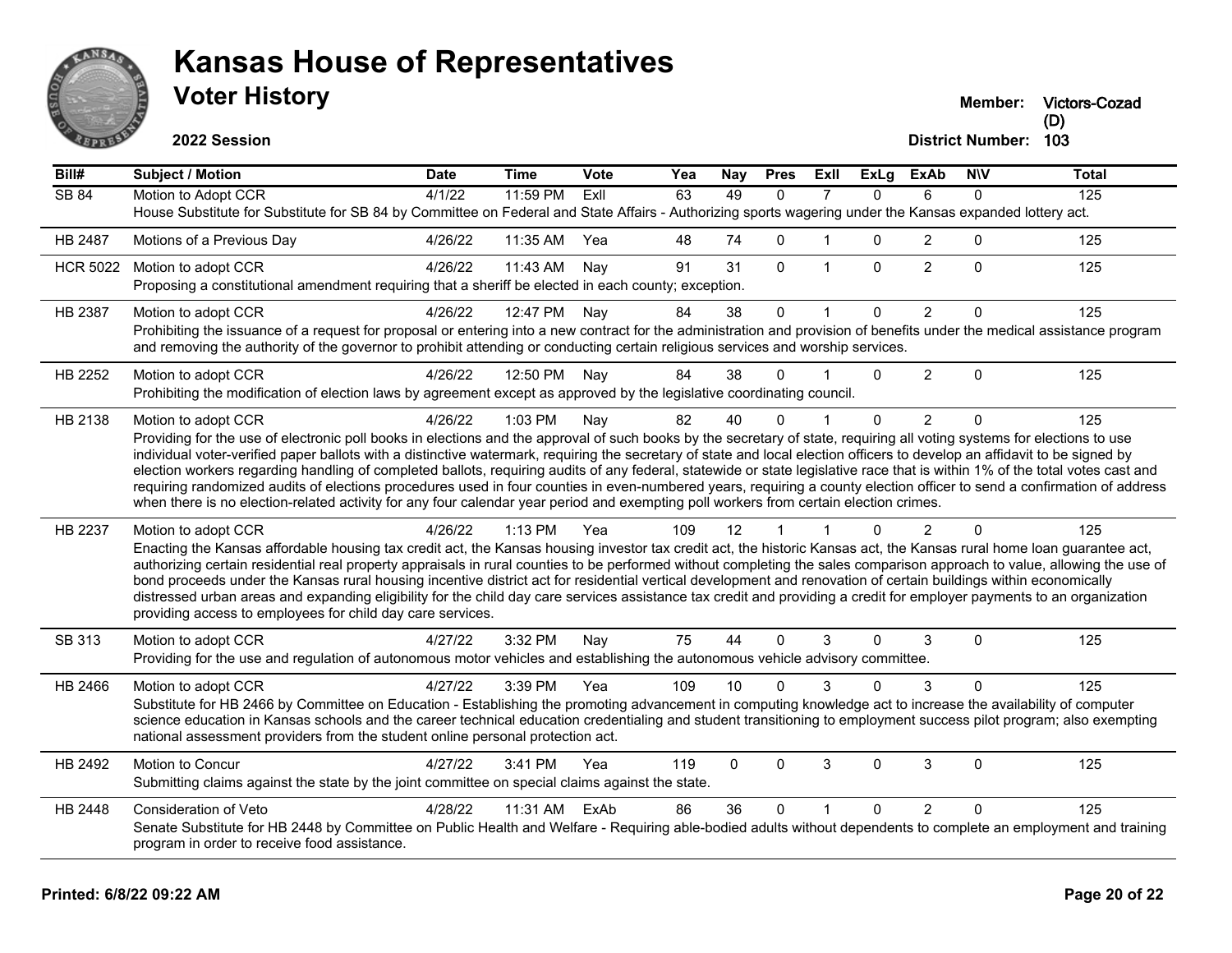# Kansas House of Representatives

## Voter History

**2022 Session**

**Member:** Victors-Cozad (D)
**District Number:** 103

| Bill# | Subject / Motion | Date | Time | Vote | Yea | Nay | Pres | ExII | ExLg | ExAb | N\V | Total |
|---|---|---|---|---|---|---|---|---|---|---|---|---|
| SB 84 | Motion to Adopt CCR<br>House Substitute for Substitute for SB 84 by Committee on Federal and State Affairs - Authorizing sports wagering under the Kansas expanded lottery act. | 4/1/22 | 11:59 PM | ExII | 63 | 49 | 0 | 7 | 0 | 6 | 0 | 125 |
| HB 2487 | Motions of a Previous Day | 4/26/22 | 11:35 AM | Yea | 48 | 74 | 0 | 1 | 0 | 2 | 0 | 125 |
| HCR 5022 | Motion to adopt CCR<br>Proposing a constitutional amendment requiring that a sheriff be elected in each county; exception. | 4/26/22 | 11:43 AM | Nay | 91 | 31 | 0 | 1 | 0 | 2 | 0 | 125 |
| HB 2387 | Motion to adopt CCR<br>Prohibiting the issuance of a request for proposal or entering into a new contract for the administration and provision of benefits under the medical assistance program and removing the authority of the governor to prohibit attending or conducting certain religious services and worship services. | 4/26/22 | 12:47 PM | Nay | 84 | 38 | 0 | 1 | 0 | 2 | 0 | 125 |
| HB 2252 | Motion to adopt CCR<br>Prohibiting the modification of election laws by agreement except as approved by the legislative coordinating council. | 4/26/22 | 12:50 PM | Nay | 84 | 38 | 0 | 1 | 0 | 2 | 0 | 125 |
| HB 2138 | Motion to adopt CCR<br>Providing for the use of electronic poll books in elections and the approval of such books by the secretary of state, requiring all voting systems for elections to use individual voter-verified paper ballots with a distinctive watermark, requiring the secretary of state and local election officers to develop an affidavit to be signed by election workers regarding handling of completed ballots, requiring audits of any federal, statewide or state legislative race that is within 1% of the total votes cast and requiring randomized audits of elections procedures used in four counties in even-numbered years, requiring a county election officer to send a confirmation of address when there is no election-related activity for any four calendar year period and exempting poll workers from certain election crimes. | 4/26/22 | 1:03 PM | Nay | 82 | 40 | 0 | 1 | 0 | 2 | 0 | 125 |
| HB 2237 | Motion to adopt CCR<br>Enacting the Kansas affordable housing tax credit act, the Kansas housing investor tax credit act, the historic Kansas act, the Kansas rural home loan guarantee act, authorizing certain residential real property appraisals in rural counties to be performed without completing the sales comparison approach to value, allowing the use of bond proceeds under the Kansas rural housing incentive district act for residential vertical development and renovation of certain buildings within economically distressed urban areas and expanding eligibility for the child day care services assistance tax credit and providing a credit for employer payments to an organization providing access to employees for child day care services. | 4/26/22 | 1:13 PM | Yea | 109 | 12 | 1 | 1 | 0 | 2 | 0 | 125 |
| SB 313 | Motion to adopt CCR<br>Providing for the use and regulation of autonomous motor vehicles and establishing the autonomous vehicle advisory committee. | 4/27/22 | 3:32 PM | Nay | 75 | 44 | 0 | 3 | 0 | 3 | 0 | 125 |
| HB 2466 | Motion to adopt CCR<br>Substitute for HB 2466 by Committee on Education - Establishing the promoting advancement in computing knowledge act to increase the availability of computer science education in Kansas schools and the career technical education credentialing and student transitioning to employment success pilot program; also exempting national assessment providers from the student online personal protection act. | 4/27/22 | 3:39 PM | Yea | 109 | 10 | 0 | 3 | 0 | 3 | 0 | 125 |
| HB 2492 | Motion to Concur<br>Submitting claims against the state by the joint committee on special claims against the state. | 4/27/22 | 3:41 PM | Yea | 119 | 0 | 0 | 3 | 0 | 3 | 0 | 125 |
| HB 2448 | Consideration of Veto<br>Senate Substitute for HB 2448 by Committee on Public Health and Welfare - Requiring able-bodied adults without dependents to complete an employment and training program in order to receive food assistance. | 4/28/22 | 11:31 AM | ExAb | 86 | 36 | 0 | 1 | 0 | 2 | 0 | 125 |

Printed: 6/8/22 09:22 AM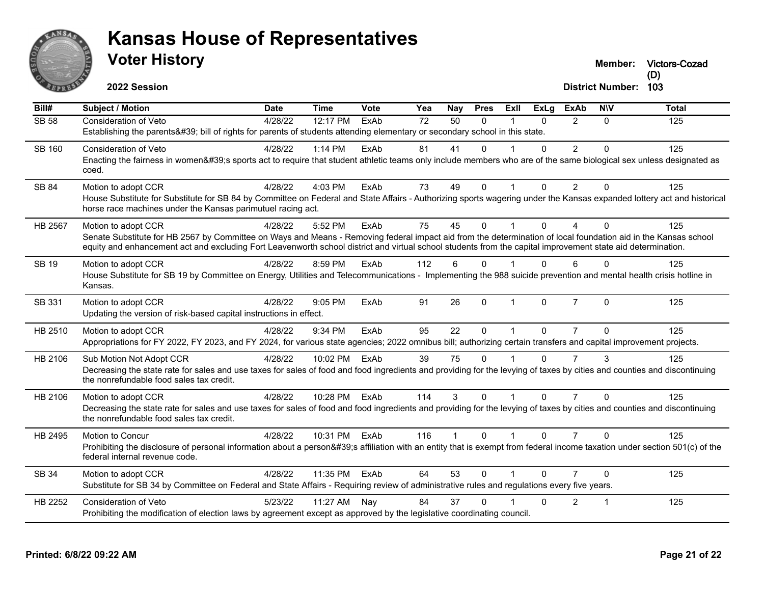# Kansas House of Representatives

## Voter History

**2022 Session**

**Member:** Victors-Cozad (D)
**District Number:** 103

| Bill# | Subject / Motion | Date | Time | Vote | Yea | Nay | Pres | ExII | ExLg | ExAb | N\V | Total |
|---|---|---|---|---|---|---|---|---|---|---|---|---|
| SB 58 | Consideration of Veto | 4/28/22 | 12:17 PM | ExAb | 72 | 50 | 0 | 1 | 0 | 2 | 0 | 125 |
| | Establishing the parents&#39; bill of rights for parents of students attending elementary or secondary school in this state. | | | | | | | | | | | |
| SB 160 | Consideration of Veto | 4/28/22 | 1:14 PM | ExAb | 81 | 41 | 0 | 1 | 0 | 2 | 0 | 125 |
| | Enacting the fairness in women&#39;s sports act to require that student athletic teams only include members who are of the same biological sex unless designated as coed. | | | | | | | | | | | |
| SB 84 | Motion to adopt CCR | 4/28/22 | 4:03 PM | ExAb | 73 | 49 | 0 | 1 | 0 | 2 | 0 | 125 |
| | House Substitute for Substitute for SB 84 by Committee on Federal and State Affairs - Authorizing sports wagering under the Kansas expanded lottery act and historical horse race machines under the Kansas parimutuel racing act. | | | | | | | | | | | |
| HB 2567 | Motion to adopt CCR | 4/28/22 | 5:52 PM | ExAb | 75 | 45 | 0 | 1 | 0 | 4 | 0 | 125 |
| | Senate Substitute for HB 2567 by Committee on Ways and Means - Removing federal impact aid from the determination of local foundation aid in the Kansas school equity and enhancement act and excluding Fort Leavenworth school district and virtual school students from the capital improvement state aid determination. | | | | | | | | | | | |
| SB 19 | Motion to adopt CCR | 4/28/22 | 8:59 PM | ExAb | 112 | 6 | 0 | 1 | 0 | 6 | 0 | 125 |
| | House Substitute for SB 19 by Committee on Energy, Utilities and Telecommunications - Implementing the 988 suicide prevention and mental health crisis hotline in Kansas. | | | | | | | | | | | |
| SB 331 | Motion to adopt CCR | 4/28/22 | 9:05 PM | ExAb | 91 | 26 | 0 | 1 | 0 | 7 | 0 | 125 |
| | Updating the version of risk-based capital instructions in effect. | | | | | | | | | | | |
| HB 2510 | Motion to adopt CCR | 4/28/22 | 9:34 PM | ExAb | 95 | 22 | 0 | 1 | 0 | 7 | 0 | 125 |
| | Appropriations for FY 2022, FY 2023, and FY 2024, for various state agencies; 2022 omnibus bill; authorizing certain transfers and capital improvement projects. | | | | | | | | | | | |
| HB 2106 | Sub Motion Not Adopt CCR | 4/28/22 | 10:02 PM | ExAb | 39 | 75 | 0 | 1 | 0 | 7 | 3 | 125 |
| | Decreasing the state rate for sales and use taxes for sales of food and food ingredients and providing for the levying of taxes by cities and counties and discontinuing the nonrefundable food sales tax credit. | | | | | | | | | | | |
| HB 2106 | Motion to adopt CCR | 4/28/22 | 10:28 PM | ExAb | 114 | 3 | 0 | 1 | 0 | 7 | 0 | 125 |
| | Decreasing the state rate for sales and use taxes for sales of food and food ingredients and providing for the levying of taxes by cities and counties and discontinuing the nonrefundable food sales tax credit. | | | | | | | | | | | |
| HB 2495 | Motion to Concur | 4/28/22 | 10:31 PM | ExAb | 116 | 1 | 0 | 1 | 0 | 7 | 0 | 125 |
| | Prohibiting the disclosure of personal information about a person&#39;s affiliation with an entity that is exempt from federal income taxation under section 501(c) of the federal internal revenue code. | | | | | | | | | | | |
| SB 34 | Motion to adopt CCR | 4/28/22 | 11:35 PM | ExAb | 64 | 53 | 0 | 1 | 0 | 7 | 0 | 125 |
| | Substitute for SB 34 by Committee on Federal and State Affairs - Requiring review of administrative rules and regulations every five years. | | | | | | | | | | | |
| HB 2252 | Consideration of Veto | 5/23/22 | 11:27 AM | Nay | 84 | 37 | 0 | 1 | 0 | 2 | 1 | 125 |
| | Prohibiting the modification of election laws by agreement except as approved by the legislative coordinating council. | | | | | | | | | | | |

**Printed: 6/8/22 09:22 AM**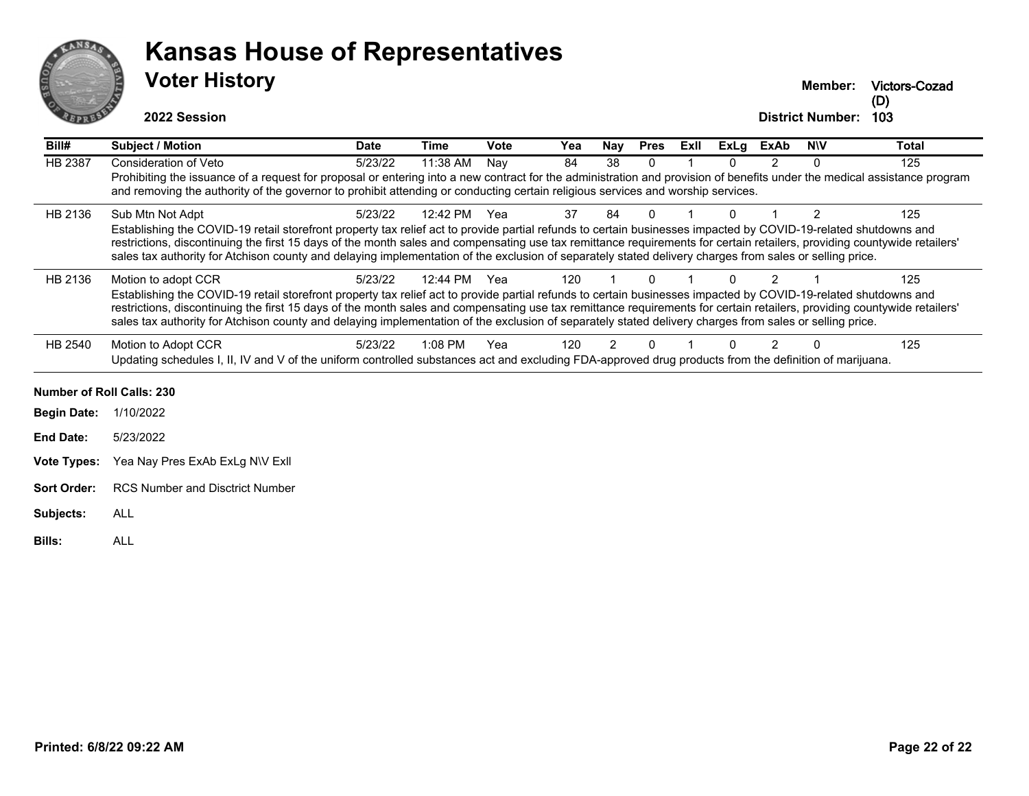# Kansas House of Representatives

## Voter History

**2022 Session**

**Member:** Victors-Cozad (D)

**District Number:** 103

| Bill# | Subject / Motion | Date | Time | Vote | Yea | Nay | Pres | ExII | ExLg | ExAb | N\V | Total |
|---|---|---|---|---|---|---|---|---|---|---|---|---|
| HB 2387 | Consideration of Veto | 5/23/22 | 11:38 AM | Nay | 84 | 38 | 0 | 1 | 0 | 2 | 0 | 125 |
| | Prohibiting the issuance of a request for proposal or entering into a new contract for the administration and provision of benefits under the medical assistance program and removing the authority of the governor to prohibit attending or conducting certain religious services and worship services. | | | | | | | | | | | |
| HB 2136 | Sub Mtn Not Adpt | 5/23/22 | 12:42 PM | Yea | 37 | 84 | 0 | 1 | 0 | 1 | 2 | 125 |
| | Establishing the COVID-19 retail storefront property tax relief act to provide partial refunds to certain businesses impacted by COVID-19-related shutdowns and restrictions, discontinuing the first 15 days of the month sales and compensating use tax remittance requirements for certain retailers, providing countywide retailers' sales tax authority for Atchison county and delaying implementation of the exclusion of separately stated delivery charges from sales or selling price. | | | | | | | | | | | |
| HB 2136 | Motion to adopt CCR | 5/23/22 | 12:44 PM | Yea | 120 | 1 | 0 | 1 | 0 | 2 | 1 | 125 |
| | Establishing the COVID-19 retail storefront property tax relief act to provide partial refunds to certain businesses impacted by COVID-19-related shutdowns and restrictions, discontinuing the first 15 days of the month sales and compensating use tax remittance requirements for certain retailers, providing countywide retailers' sales tax authority for Atchison county and delaying implementation of the exclusion of separately stated delivery charges from sales or selling price. | | | | | | | | | | | |
| HB 2540 | Motion to Adopt CCR | 5/23/22 | 1:08 PM | Yea | 120 | 2 | 0 | 1 | 0 | 2 | 0 | 125 |
| | Updating schedules I, II, IV and V of the uniform controlled substances act and excluding FDA-approved drug products from the definition of marijuana. | | | | | | | | | | | |

**Number of Roll Calls: 230**

**Begin Date:** 1/10/2022

**End Date:** 5/23/2022

**Vote Types:** Yea Nay Pres ExAb ExLg N\V ExII

**Sort Order:** RCS Number and Disctrict Number

**Subjects:** ALL

**Bills:** ALL

**Printed: 6/8/22 09:22 AM**